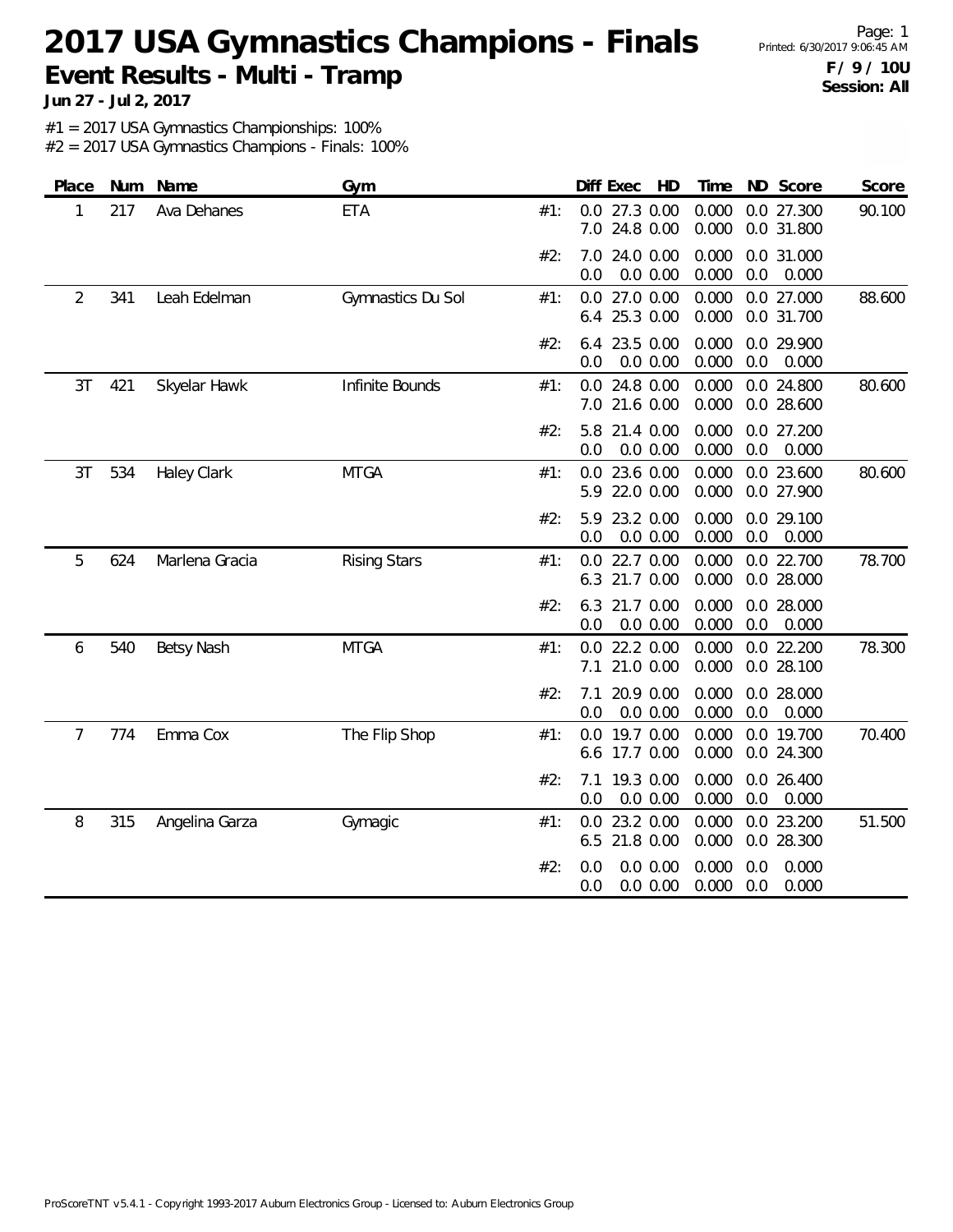# 2017 USA Gymnastics Champions - Finals

## Event Results - Multi - Tramp

**Jun 27 - Jul 2, 2017**

Printed: 6/30/2017 9:06:45 AM

**F / 9 / 10U**
**Session: All**

#1 = 2017 USA Gymnastics Championships: 100%
#2 = 2017 USA Gymnastics Champions - Finals: 100%

| Place | Num | Name | Gym | | Diff | Exec | HD | Time | ND | Score | Score |
|---|---|---|---|---|---|---|---|---|---|---|---|
| 1 | 217 | Ava Dehanes | ETA | #1: | 0.0 | 27.3 | 0.00 | 0.000 | 0.0 | 27.300 | 90.100 |
| | | | | | 7.0 | 24.8 | 0.00 | 0.000 | 0.0 | 31.800 | |
| | | | | #2: | 7.0 | 24.0 | 0.00 | 0.000 | 0.0 | 31.000 | |
| | | | | | 0.0 | 0.0 | 0.00 | 0.000 | 0.0 | 0.000 | |
| 2 | 341 | Leah Edelman | Gymnastics Du Sol | #1: | 0.0 | 27.0 | 0.00 | 0.000 | 0.0 | 27.000 | 88.600 |
| | | | | | 6.4 | 25.3 | 0.00 | 0.000 | 0.0 | 31.700 | |
| | | | | #2: | 6.4 | 23.5 | 0.00 | 0.000 | 0.0 | 29.900 | |
| | | | | | 0.0 | 0.0 | 0.00 | 0.000 | 0.0 | 0.000 | |
| 3T | 421 | Skyelar Hawk | Infinite Bounds | #1: | 0.0 | 24.8 | 0.00 | 0.000 | 0.0 | 24.800 | 80.600 |
| | | | | | 7.0 | 21.6 | 0.00 | 0.000 | 0.0 | 28.600 | |
| | | | | #2: | 5.8 | 21.4 | 0.00 | 0.000 | 0.0 | 27.200 | |
| | | | | | 0.0 | 0.0 | 0.00 | 0.000 | 0.0 | 0.000 | |
| 3T | 534 | Haley Clark | MTGA | #1: | 0.0 | 23.6 | 0.00 | 0.000 | 0.0 | 23.600 | 80.600 |
| | | | | | 5.9 | 22.0 | 0.00 | 0.000 | 0.0 | 27.900 | |
| | | | | #2: | 5.9 | 23.2 | 0.00 | 0.000 | 0.0 | 29.100 | |
| | | | | | 0.0 | 0.0 | 0.00 | 0.000 | 0.0 | 0.000 | |
| 5 | 624 | Marlena Gracia | Rising Stars | #1: | 0.0 | 22.7 | 0.00 | 0.000 | 0.0 | 22.700 | 78.700 |
| | | | | | 6.3 | 21.7 | 0.00 | 0.000 | 0.0 | 28.000 | |
| | | | | #2: | 6.3 | 21.7 | 0.00 | 0.000 | 0.0 | 28.000 | |
| | | | | | 0.0 | 0.0 | 0.00 | 0.000 | 0.0 | 0.000 | |
| 6 | 540 | Betsy Nash | MTGA | #1: | 0.0 | 22.2 | 0.00 | 0.000 | 0.0 | 22.200 | 78.300 |
| | | | | | 7.1 | 21.0 | 0.00 | 0.000 | 0.0 | 28.100 | |
| | | | | #2: | 7.1 | 20.9 | 0.00 | 0.000 | 0.0 | 28.000 | |
| | | | | | 0.0 | 0.0 | 0.00 | 0.000 | 0.0 | 0.000 | |
| 7 | 774 | Emma Cox | The Flip Shop | #1: | 0.0 | 19.7 | 0.00 | 0.000 | 0.0 | 19.700 | 70.400 |
| | | | | | 6.6 | 17.7 | 0.00 | 0.000 | 0.0 | 24.300 | |
| | | | | #2: | 7.1 | 19.3 | 0.00 | 0.000 | 0.0 | 26.400 | |
| | | | | | 0.0 | 0.0 | 0.00 | 0.000 | 0.0 | 0.000 | |
| 8 | 315 | Angelina Garza | Gymagic | #1: | 0.0 | 23.2 | 0.00 | 0.000 | 0.0 | 23.200 | 51.500 |
| | | | | | 6.5 | 21.8 | 0.00 | 0.000 | 0.0 | 28.300 | |
| | | | | #2: | 0.0 | 0.0 | 0.00 | 0.000 | 0.0 | 0.000 | |
| | | | | | 0.0 | 0.0 | 0.00 | 0.000 | 0.0 | 0.000 | |

ProScoreTNT v5.4.1 - Copyright 1993-2017 Auburn Electronics Group - Licensed to: Auburn Electronics Group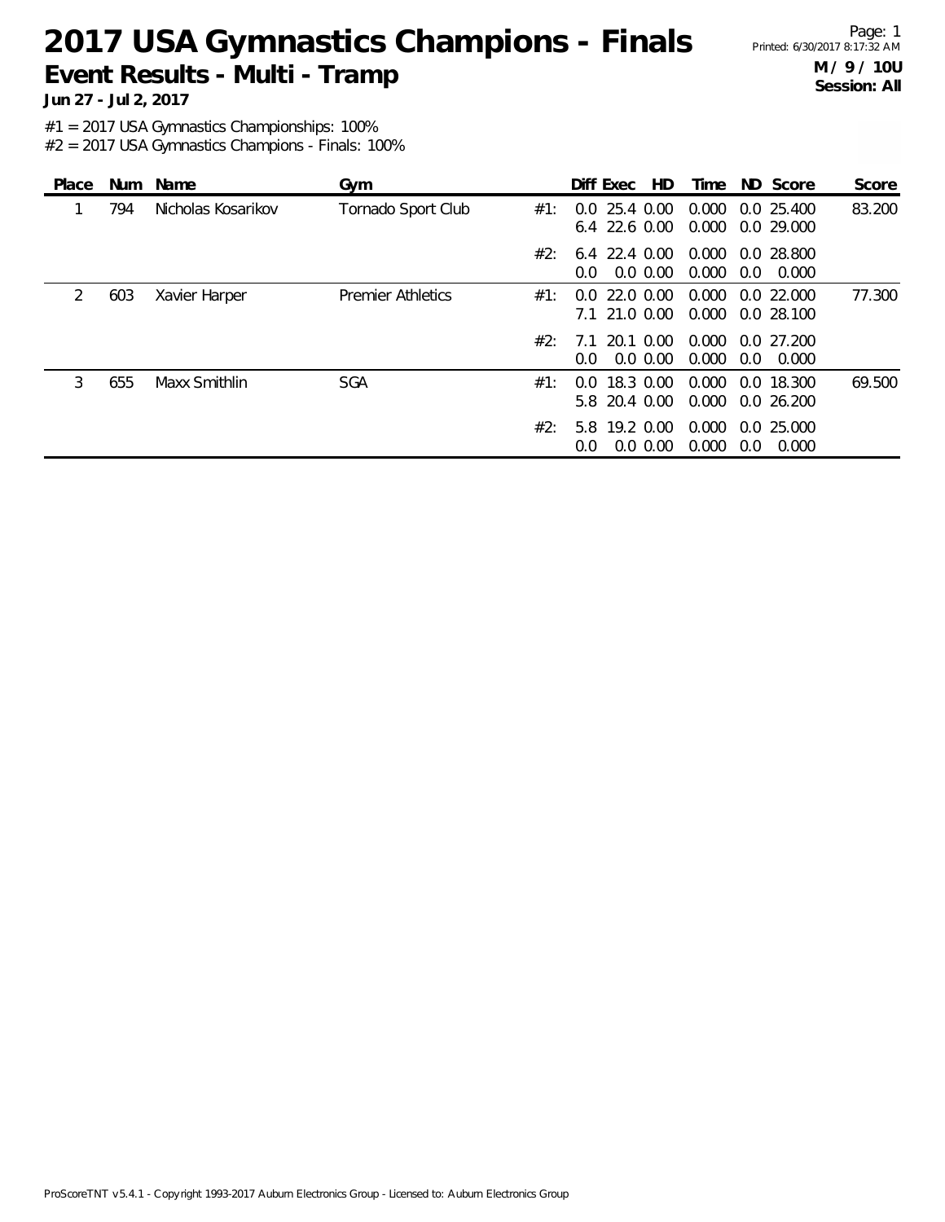# 2017 USA Gymnastics Champions - Finals

## Event Results - Multi - Tramp

**Jun 27 - Jul 2, 2017**

Page: 1
Printed: 6/30/2017 8:17:32 AM

**M / 9 / 10U**
**Session: All**

#1 = 2017 USA Gymnastics Championships: 100%
#2 = 2017 USA Gymnastics Champions - Finals: 100%

| Place | Num | Name | Gym | | Diff | Exec | HD | Time | ND | Score | Score |
|---|---|---|---|---|---|---|---|---|---|---|---|
| 1 | 794 | Nicholas Kosarikov | Tornado Sport Club | #1: | 0.0 | 25.4 | 0.00 | 0.000 | 0.0 | 25.400 | 83.200 |
| | | | | | 6.4 | 22.6 | 0.00 | 0.000 | 0.0 | 29.000 | |
| | | | | #2: | 6.4 | 22.4 | 0.00 | 0.000 | 0.0 | 28.800 | |
| | | | | | 0.0 | 0.0 | 0.00 | 0.000 | 0.0 | 0.000 | |
| 2 | 603 | Xavier Harper | Premier Athletics | #1: | 0.0 | 22.0 | 0.00 | 0.000 | 0.0 | 22.000 | 77.300 |
| | | | | | 7.1 | 21.0 | 0.00 | 0.000 | 0.0 | 28.100 | |
| | | | | #2: | 7.1 | 20.1 | 0.00 | 0.000 | 0.0 | 27.200 | |
| | | | | | 0.0 | 0.0 | 0.00 | 0.000 | 0.0 | 0.000 | |
| 3 | 655 | Maxx Smithlin | SGA | #1: | 0.0 | 18.3 | 0.00 | 0.000 | 0.0 | 18.300 | 69.500 |
| | | | | | 5.8 | 20.4 | 0.00 | 0.000 | 0.0 | 26.200 | |
| | | | | #2: | 5.8 | 19.2 | 0.00 | 0.000 | 0.0 | 25.000 | |
| | | | | | 0.0 | 0.0 | 0.00 | 0.000 | 0.0 | 0.000 | |

ProScoreTNT v5.4.1 - Copyright 1993-2017 Auburn Electronics Group - Licensed to: Auburn Electronics Group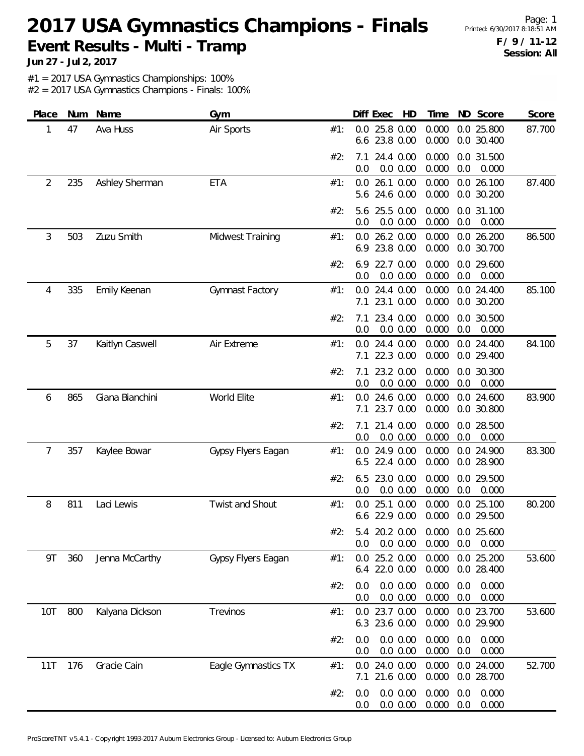# 2017 USA Gymnastics Champions - Finals

## Event Results - Multi - Tramp

**Jun 27 - Jul 2, 2017**

Printed: 6/30/2017 8:18:51 AM

**F / 9 / 11-12**
**Session: All**

#1 = 2017 USA Gymnastics Championships: 100%
#2 = 2017 USA Gymnastics Champions - Finals: 100%

| Place | Num | Name | Gym | | Diff | Exec | HD | Time | ND | Score | Score |
|---|---|---|---|---|---|---|---|---|---|---|---|
| 1 | 47 | Ava Huss | Air Sports | #1: | 0.0 | 25.8 | 0.00 | 0.000 | 0.0 | 25.800 | 87.700 |
| | | | | | 6.6 | 23.8 | 0.00 | 0.000 | 0.0 | 30.400 | |
| | | | | #2: | 7.1 | 24.4 | 0.00 | 0.000 | 0.0 | 31.500 | |
| | | | | | 0.0 | 0.0 | 0.00 | 0.000 | 0.0 | 0.000 | |
| 2 | 235 | Ashley Sherman | ETA | #1: | 0.0 | 26.1 | 0.00 | 0.000 | 0.0 | 26.100 | 87.400 |
| | | | | | 5.6 | 24.6 | 0.00 | 0.000 | 0.0 | 30.200 | |
| | | | | #2: | 5.6 | 25.5 | 0.00 | 0.000 | 0.0 | 31.100 | |
| | | | | | 0.0 | 0.0 | 0.00 | 0.000 | 0.0 | 0.000 | |
| 3 | 503 | Zuzu Smith | Midwest Training | #1: | 0.0 | 26.2 | 0.00 | 0.000 | 0.0 | 26.200 | 86.500 |
| | | | | | 6.9 | 23.8 | 0.00 | 0.000 | 0.0 | 30.700 | |
| | | | | #2: | 6.9 | 22.7 | 0.00 | 0.000 | 0.0 | 29.600 | |
| | | | | | 0.0 | 0.0 | 0.00 | 0.000 | 0.0 | 0.000 | |
| 4 | 335 | Emily Keenan | Gymnast Factory | #1: | 0.0 | 24.4 | 0.00 | 0.000 | 0.0 | 24.400 | 85.100 |
| | | | | | 7.1 | 23.1 | 0.00 | 0.000 | 0.0 | 30.200 | |
| | | | | #2: | 7.1 | 23.4 | 0.00 | 0.000 | 0.0 | 30.500 | |
| | | | | | 0.0 | 0.0 | 0.00 | 0.000 | 0.0 | 0.000 | |
| 5 | 37 | Kaitlyn Caswell | Air Extreme | #1: | 0.0 | 24.4 | 0.00 | 0.000 | 0.0 | 24.400 | 84.100 |
| | | | | | 7.1 | 22.3 | 0.00 | 0.000 | 0.0 | 29.400 | |
| | | | | #2: | 7.1 | 23.2 | 0.00 | 0.000 | 0.0 | 30.300 | |
| | | | | | 0.0 | 0.0 | 0.00 | 0.000 | 0.0 | 0.000 | |
| 6 | 865 | Giana Bianchini | World Elite | #1: | 0.0 | 24.6 | 0.00 | 0.000 | 0.0 | 24.600 | 83.900 |
| | | | | | 7.1 | 23.7 | 0.00 | 0.000 | 0.0 | 30.800 | |
| | | | | #2: | 7.1 | 21.4 | 0.00 | 0.000 | 0.0 | 28.500 | |
| | | | | | 0.0 | 0.0 | 0.00 | 0.000 | 0.0 | 0.000 | |
| 7 | 357 | Kaylee Bowar | Gypsy Flyers Eagan | #1: | 0.0 | 24.9 | 0.00 | 0.000 | 0.0 | 24.900 | 83.300 |
| | | | | | 6.5 | 22.4 | 0.00 | 0.000 | 0.0 | 28.900 | |
| | | | | #2: | 6.5 | 23.0 | 0.00 | 0.000 | 0.0 | 29.500 | |
| | | | | | 0.0 | 0.0 | 0.00 | 0.000 | 0.0 | 0.000 | |
| 8 | 811 | Laci Lewis | Twist and Shout | #1: | 0.0 | 25.1 | 0.00 | 0.000 | 0.0 | 25.100 | 80.200 |
| | | | | | 6.6 | 22.9 | 0.00 | 0.000 | 0.0 | 29.500 | |
| | | | | #2: | 5.4 | 20.2 | 0.00 | 0.000 | 0.0 | 25.600 | |
| | | | | | 0.0 | 0.0 | 0.00 | 0.000 | 0.0 | 0.000 | |
| 9T | 360 | Jenna McCarthy | Gypsy Flyers Eagan | #1: | 0.0 | 25.2 | 0.00 | 0.000 | 0.0 | 25.200 | 53.600 |
| | | | | | 6.4 | 22.0 | 0.00 | 0.000 | 0.0 | 28.400 | |
| | | | | #2: | 0.0 | 0.0 | 0.00 | 0.000 | 0.0 | 0.000 | |
| | | | | | 0.0 | 0.0 | 0.00 | 0.000 | 0.0 | 0.000 | |
| 10T | 800 | Kalyana Dickson | Trevinos | #1: | 0.0 | 23.7 | 0.00 | 0.000 | 0.0 | 23.700 | 53.600 |
| | | | | | 6.3 | 23.6 | 0.00 | 0.000 | 0.0 | 29.900 | |
| | | | | #2: | 0.0 | 0.0 | 0.00 | 0.000 | 0.0 | 0.000 | |
| | | | | | 0.0 | 0.0 | 0.00 | 0.000 | 0.0 | 0.000 | |
| 11T | 176 | Gracie Cain | Eagle Gymnastics TX | #1: | 0.0 | 24.0 | 0.00 | 0.000 | 0.0 | 24.000 | 52.700 |
| | | | | | 7.1 | 21.6 | 0.00 | 0.000 | 0.0 | 28.700 | |
| | | | | #2: | 0.0 | 0.0 | 0.00 | 0.000 | 0.0 | 0.000 | |
| | | | | | 0.0 | 0.0 | 0.00 | 0.000 | 0.0 | 0.000 | |

ProScoreTNT v5.4.1 - Copyright 1993-2017 Auburn Electronics Group - Licensed to: Auburn Electronics Group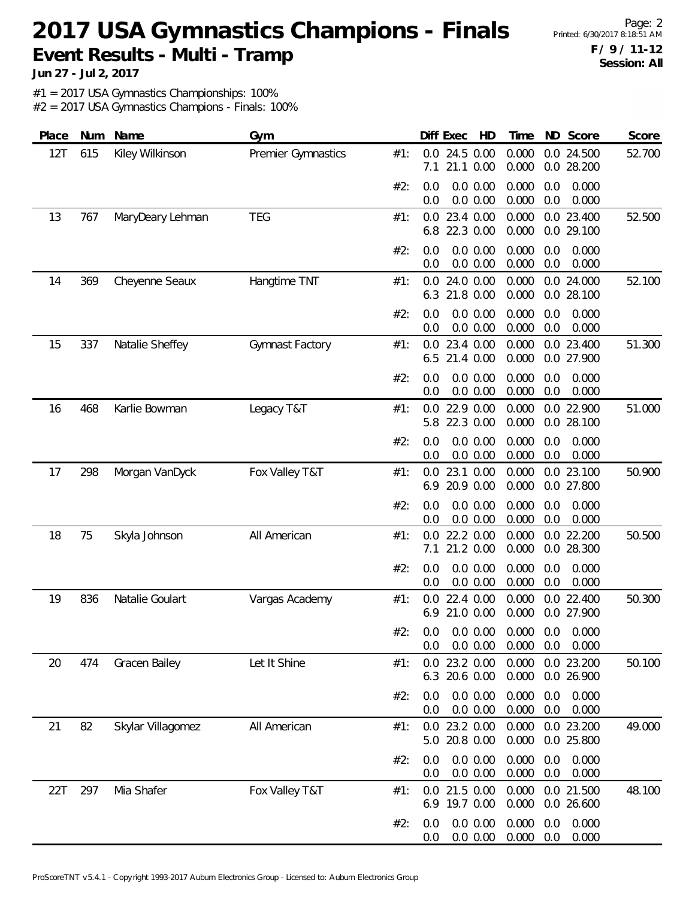# 2017 USA Gymnastics Champions - Finals

**Event Results - Multi - Tramp**

**Jun 27 - Jul 2, 2017**

**F / 9 / 11-12**
**Session: All**

#1 = 2017 USA Gymnastics Championships: 100%
#2 = 2017 USA Gymnastics Champions - Finals: 100%

| Place | Num | Name | Gym | | Diff | Exec | HD | Time | ND | Score | Score |
|---|---|---|---|---|---|---|---|---|---|---|---|
| 12T | 615 | Kiley Wilkinson | Premier Gymnastics | #1: | 0.0 | 24.5 | 0.00 | 0.000 | 0.0 | 24.500 | 52.700 |
| | | | | | 7.1 | 21.1 | 0.00 | 0.000 | 0.0 | 28.200 | |
| | | | | #2: | 0.0 | 0.0 | 0.00 | 0.000 | 0.0 | 0.000 | |
| | | | | | 0.0 | 0.0 | 0.00 | 0.000 | 0.0 | 0.000 | |
| 13 | 767 | MaryDeary Lehman | TEG | #1: | 0.0 | 23.4 | 0.00 | 0.000 | 0.0 | 23.400 | 52.500 |
| | | | | | 6.8 | 22.3 | 0.00 | 0.000 | 0.0 | 29.100 | |
| | | | | #2: | 0.0 | 0.0 | 0.00 | 0.000 | 0.0 | 0.000 | |
| | | | | | 0.0 | 0.0 | 0.00 | 0.000 | 0.0 | 0.000 | |
| 14 | 369 | Cheyenne Seaux | Hangtime TNT | #1: | 0.0 | 24.0 | 0.00 | 0.000 | 0.0 | 24.000 | 52.100 |
| | | | | | 6.3 | 21.8 | 0.00 | 0.000 | 0.0 | 28.100 | |
| | | | | #2: | 0.0 | 0.0 | 0.00 | 0.000 | 0.0 | 0.000 | |
| | | | | | 0.0 | 0.0 | 0.00 | 0.000 | 0.0 | 0.000 | |
| 15 | 337 | Natalie Sheffey | Gymnast Factory | #1: | 0.0 | 23.4 | 0.00 | 0.000 | 0.0 | 23.400 | 51.300 |
| | | | | | 6.5 | 21.4 | 0.00 | 0.000 | 0.0 | 27.900 | |
| | | | | #2: | 0.0 | 0.0 | 0.00 | 0.000 | 0.0 | 0.000 | |
| | | | | | 0.0 | 0.0 | 0.00 | 0.000 | 0.0 | 0.000 | |
| 16 | 468 | Karlie Bowman | Legacy T&T | #1: | 0.0 | 22.9 | 0.00 | 0.000 | 0.0 | 22.900 | 51.000 |
| | | | | | 5.8 | 22.3 | 0.00 | 0.000 | 0.0 | 28.100 | |
| | | | | #2: | 0.0 | 0.0 | 0.00 | 0.000 | 0.0 | 0.000 | |
| | | | | | 0.0 | 0.0 | 0.00 | 0.000 | 0.0 | 0.000 | |
| 17 | 298 | Morgan VanDyck | Fox Valley T&T | #1: | 0.0 | 23.1 | 0.00 | 0.000 | 0.0 | 23.100 | 50.900 |
| | | | | | 6.9 | 20.9 | 0.00 | 0.000 | 0.0 | 27.800 | |
| | | | | #2: | 0.0 | 0.0 | 0.00 | 0.000 | 0.0 | 0.000 | |
| | | | | | 0.0 | 0.0 | 0.00 | 0.000 | 0.0 | 0.000 | |
| 18 | 75 | Skyla Johnson | All American | #1: | 0.0 | 22.2 | 0.00 | 0.000 | 0.0 | 22.200 | 50.500 |
| | | | | | 7.1 | 21.2 | 0.00 | 0.000 | 0.0 | 28.300 | |
| | | | | #2: | 0.0 | 0.0 | 0.00 | 0.000 | 0.0 | 0.000 | |
| | | | | | 0.0 | 0.0 | 0.00 | 0.000 | 0.0 | 0.000 | |
| 19 | 836 | Natalie Goulart | Vargas Academy | #1: | 0.0 | 22.4 | 0.00 | 0.000 | 0.0 | 22.400 | 50.300 |
| | | | | | 6.9 | 21.0 | 0.00 | 0.000 | 0.0 | 27.900 | |
| | | | | #2: | 0.0 | 0.0 | 0.00 | 0.000 | 0.0 | 0.000 | |
| | | | | | 0.0 | 0.0 | 0.00 | 0.000 | 0.0 | 0.000 | |
| 20 | 474 | Gracen Bailey | Let It Shine | #1: | 0.0 | 23.2 | 0.00 | 0.000 | 0.0 | 23.200 | 50.100 |
| | | | | | 6.3 | 20.6 | 0.00 | 0.000 | 0.0 | 26.900 | |
| | | | | #2: | 0.0 | 0.0 | 0.00 | 0.000 | 0.0 | 0.000 | |
| | | | | | 0.0 | 0.0 | 0.00 | 0.000 | 0.0 | 0.000 | |
| 21 | 82 | Skylar Villagomez | All American | #1: | 0.0 | 23.2 | 0.00 | 0.000 | 0.0 | 23.200 | 49.000 |
| | | | | | 5.0 | 20.8 | 0.00 | 0.000 | 0.0 | 25.800 | |
| | | | | #2: | 0.0 | 0.0 | 0.00 | 0.000 | 0.0 | 0.000 | |
| | | | | | 0.0 | 0.0 | 0.00 | 0.000 | 0.0 | 0.000 | |
| 22T | 297 | Mia Shafer | Fox Valley T&T | #1: | 0.0 | 21.5 | 0.00 | 0.000 | 0.0 | 21.500 | 48.100 |
| | | | | | 6.9 | 19.7 | 0.00 | 0.000 | 0.0 | 26.600 | |
| | | | | #2: | 0.0 | 0.0 | 0.00 | 0.000 | 0.0 | 0.000 | |
| | | | | | 0.0 | 0.0 | 0.00 | 0.000 | 0.0 | 0.000 | |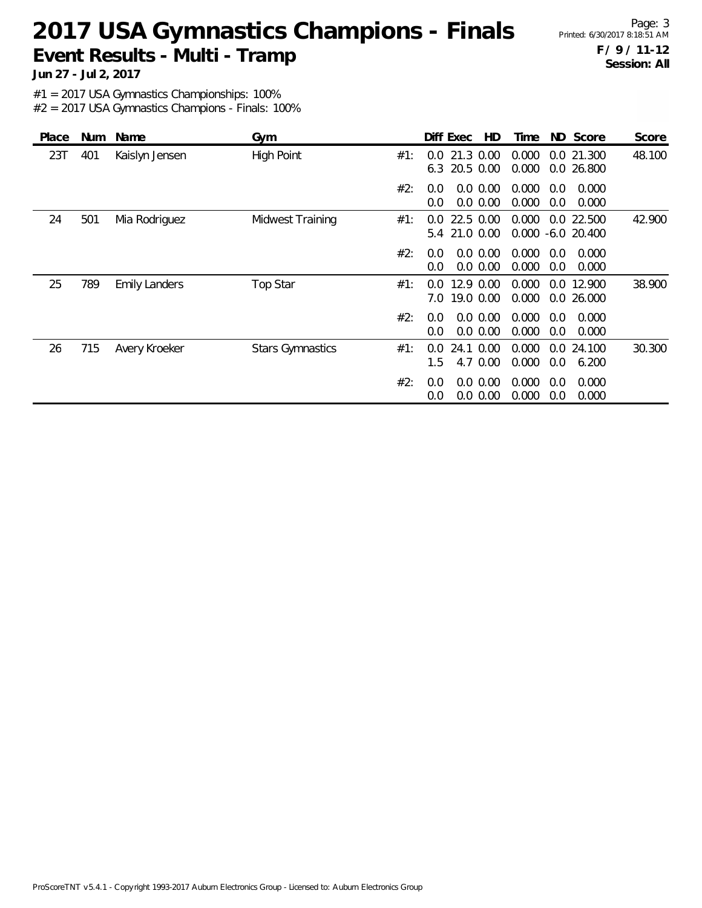# 2017 USA Gymnastics Champions - Finals

## Event Results - Multi - Tramp

**Jun 27 - Jul 2, 2017**

**F / 9 / 11-12**
**Session: All**

#1 = 2017 USA Gymnastics Championships: 100%
#2 = 2017 USA Gymnastics Champions - Finals: 100%

| Place | Num | Name | Gym | | Diff | Exec | HD | Time | ND | Score | Score |
|---|---|---|---|---|---|---|---|---|---|---|---|
| 23T | 401 | Kaislyn Jensen | High Point | #1: | 0.0 | 21.3 | 0.00 | 0.000 | 0.0 | 21.300 | 48.100 |
| | | | | | 6.3 | 20.5 | 0.00 | 0.000 | 0.0 | 26.800 | |
| | | | | #2: | 0.0 | 0.0 | 0.00 | 0.000 | 0.0 | 0.000 | |
| | | | | | 0.0 | 0.0 | 0.00 | 0.000 | 0.0 | 0.000 | |
| 24 | 501 | Mia Rodriguez | Midwest Training | #1: | 0.0 | 22.5 | 0.00 | 0.000 | 0.0 | 22.500 | 42.900 |
| | | | | | 5.4 | 21.0 | 0.00 | 0.000 | -6.0 | 20.400 | |
| | | | | #2: | 0.0 | 0.0 | 0.00 | 0.000 | 0.0 | 0.000 | |
| | | | | | 0.0 | 0.0 | 0.00 | 0.000 | 0.0 | 0.000 | |
| 25 | 789 | Emily Landers | Top Star | #1: | 0.0 | 12.9 | 0.00 | 0.000 | 0.0 | 12.900 | 38.900 |
| | | | | | 7.0 | 19.0 | 0.00 | 0.000 | 0.0 | 26.000 | |
| | | | | #2: | 0.0 | 0.0 | 0.00 | 0.000 | 0.0 | 0.000 | |
| | | | | | 0.0 | 0.0 | 0.00 | 0.000 | 0.0 | 0.000 | |
| 26 | 715 | Avery Kroeker | Stars Gymnastics | #1: | 0.0 | 24.1 | 0.00 | 0.000 | 0.0 | 24.100 | 30.300 |
| | | | | | 1.5 | 4.7 | 0.00 | 0.000 | 0.0 | 6.200 | |
| | | | | #2: | 0.0 | 0.0 | 0.00 | 0.000 | 0.0 | 0.000 | |
| | | | | | 0.0 | 0.0 | 0.00 | 0.000 | 0.0 | 0.000 | |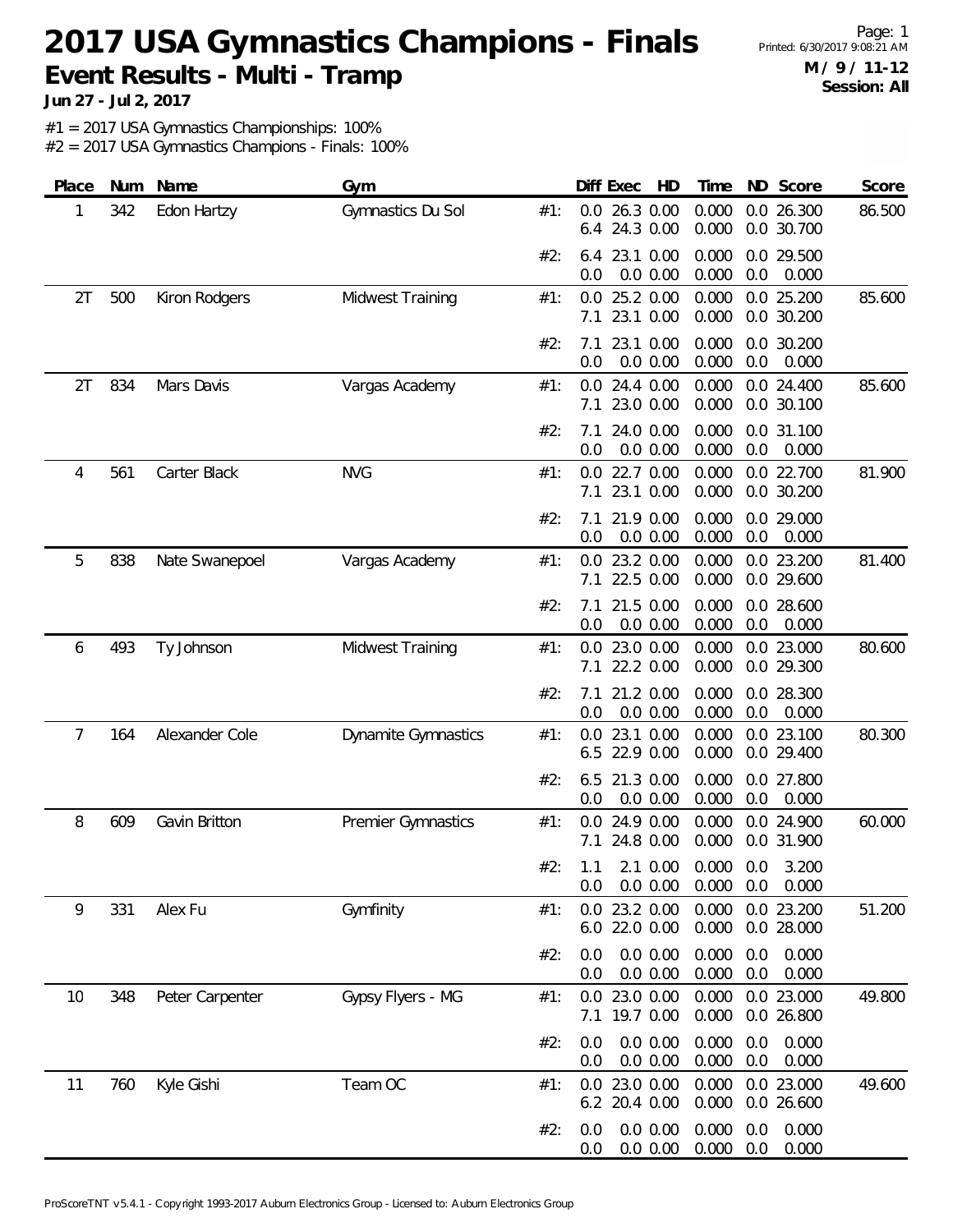# 2017 USA Gymnastics Champions - Finals

## Event Results - Multi - Tramp

**Jun 27 - Jul 2, 2017**

Printed: 6/30/2017 9:08:21 AM

**M / 9 / 11-12**
**Session: All**

#1 = 2017 USA Gymnastics Championships: 100%
#2 = 2017 USA Gymnastics Champions - Finals: 100%

| Place | Num | Name | Gym | | Diff | Exec | HD | Time | ND | Score | Score |
|---|---|---|---|---|---|---|---|---|---|---|---|
| 1 | 342 | Edon Hartzy | Gymnastics Du Sol | #1: | 0.0 | 26.3 | 0.00 | 0.000 | 0.0 | 26.300 | 86.500 |
| | | | | | 6.4 | 24.3 | 0.00 | 0.000 | 0.0 | 30.700 | |
| | | | | #2: | 6.4 | 23.1 | 0.00 | 0.000 | 0.0 | 29.500 | |
| | | | | | 0.0 | 0.0 | 0.00 | 0.000 | 0.0 | 0.000 | |
| 2T | 500 | Kiron Rodgers | Midwest Training | #1: | 0.0 | 25.2 | 0.00 | 0.000 | 0.0 | 25.200 | 85.600 |
| | | | | | 7.1 | 23.1 | 0.00 | 0.000 | 0.0 | 30.200 | |
| | | | | #2: | 7.1 | 23.1 | 0.00 | 0.000 | 0.0 | 30.200 | |
| | | | | | 0.0 | 0.0 | 0.00 | 0.000 | 0.0 | 0.000 | |
| 2T | 834 | Mars Davis | Vargas Academy | #1: | 0.0 | 24.4 | 0.00 | 0.000 | 0.0 | 24.400 | 85.600 |
| | | | | | 7.1 | 23.0 | 0.00 | 0.000 | 0.0 | 30.100 | |
| | | | | #2: | 7.1 | 24.0 | 0.00 | 0.000 | 0.0 | 31.100 | |
| | | | | | 0.0 | 0.0 | 0.00 | 0.000 | 0.0 | 0.000 | |
| 4 | 561 | Carter Black | NVG | #1: | 0.0 | 22.7 | 0.00 | 0.000 | 0.0 | 22.700 | 81.900 |
| | | | | | 7.1 | 23.1 | 0.00 | 0.000 | 0.0 | 30.200 | |
| | | | | #2: | 7.1 | 21.9 | 0.00 | 0.000 | 0.0 | 29.000 | |
| | | | | | 0.0 | 0.0 | 0.00 | 0.000 | 0.0 | 0.000 | |
| 5 | 838 | Nate Swanepoel | Vargas Academy | #1: | 0.0 | 23.2 | 0.00 | 0.000 | 0.0 | 23.200 | 81.400 |
| | | | | | 7.1 | 22.5 | 0.00 | 0.000 | 0.0 | 29.600 | |
| | | | | #2: | 7.1 | 21.5 | 0.00 | 0.000 | 0.0 | 28.600 | |
| | | | | | 0.0 | 0.0 | 0.00 | 0.000 | 0.0 | 0.000 | |
| 6 | 493 | Ty Johnson | Midwest Training | #1: | 0.0 | 23.0 | 0.00 | 0.000 | 0.0 | 23.000 | 80.600 |
| | | | | | 7.1 | 22.2 | 0.00 | 0.000 | 0.0 | 29.300 | |
| | | | | #2: | 7.1 | 21.2 | 0.00 | 0.000 | 0.0 | 28.300 | |
| | | | | | 0.0 | 0.0 | 0.00 | 0.000 | 0.0 | 0.000 | |
| 7 | 164 | Alexander Cole | Dynamite Gymnastics | #1: | 0.0 | 23.1 | 0.00 | 0.000 | 0.0 | 23.100 | 80.300 |
| | | | | | 6.5 | 22.9 | 0.00 | 0.000 | 0.0 | 29.400 | |
| | | | | #2: | 6.5 | 21.3 | 0.00 | 0.000 | 0.0 | 27.800 | |
| | | | | | 0.0 | 0.0 | 0.00 | 0.000 | 0.0 | 0.000 | |
| 8 | 609 | Gavin Britton | Premier Gymnastics | #1: | 0.0 | 24.9 | 0.00 | 0.000 | 0.0 | 24.900 | 60.000 |
| | | | | | 7.1 | 24.8 | 0.00 | 0.000 | 0.0 | 31.900 | |
| | | | | #2: | 1.1 | 2.1 | 0.00 | 0.000 | 0.0 | 3.200 | |
| | | | | | 0.0 | 0.0 | 0.00 | 0.000 | 0.0 | 0.000 | |
| 9 | 331 | Alex Fu | Gymfinity | #1: | 0.0 | 23.2 | 0.00 | 0.000 | 0.0 | 23.200 | 51.200 |
| | | | | | 6.0 | 22.0 | 0.00 | 0.000 | 0.0 | 28.000 | |
| | | | | #2: | 0.0 | 0.0 | 0.00 | 0.000 | 0.0 | 0.000 | |
| | | | | | 0.0 | 0.0 | 0.00 | 0.000 | 0.0 | 0.000 | |
| 10 | 348 | Peter Carpenter | Gypsy Flyers - MG | #1: | 0.0 | 23.0 | 0.00 | 0.000 | 0.0 | 23.000 | 49.800 |
| | | | | | 7.1 | 19.7 | 0.00 | 0.000 | 0.0 | 26.800 | |
| | | | | #2: | 0.0 | 0.0 | 0.00 | 0.000 | 0.0 | 0.000 | |
| | | | | | 0.0 | 0.0 | 0.00 | 0.000 | 0.0 | 0.000 | |
| 11 | 760 | Kyle Gishi | Team OC | #1: | 0.0 | 23.0 | 0.00 | 0.000 | 0.0 | 23.000 | 49.600 |
| | | | | | 6.2 | 20.4 | 0.00 | 0.000 | 0.0 | 26.600 | |
| | | | | #2: | 0.0 | 0.0 | 0.00 | 0.000 | 0.0 | 0.000 | |
| | | | | | 0.0 | 0.0 | 0.00 | 0.000 | 0.0 | 0.000 | |

ProScoreTNT v5.4.1 - Copyright 1993-2017 Auburn Electronics Group - Licensed to: Auburn Electronics Group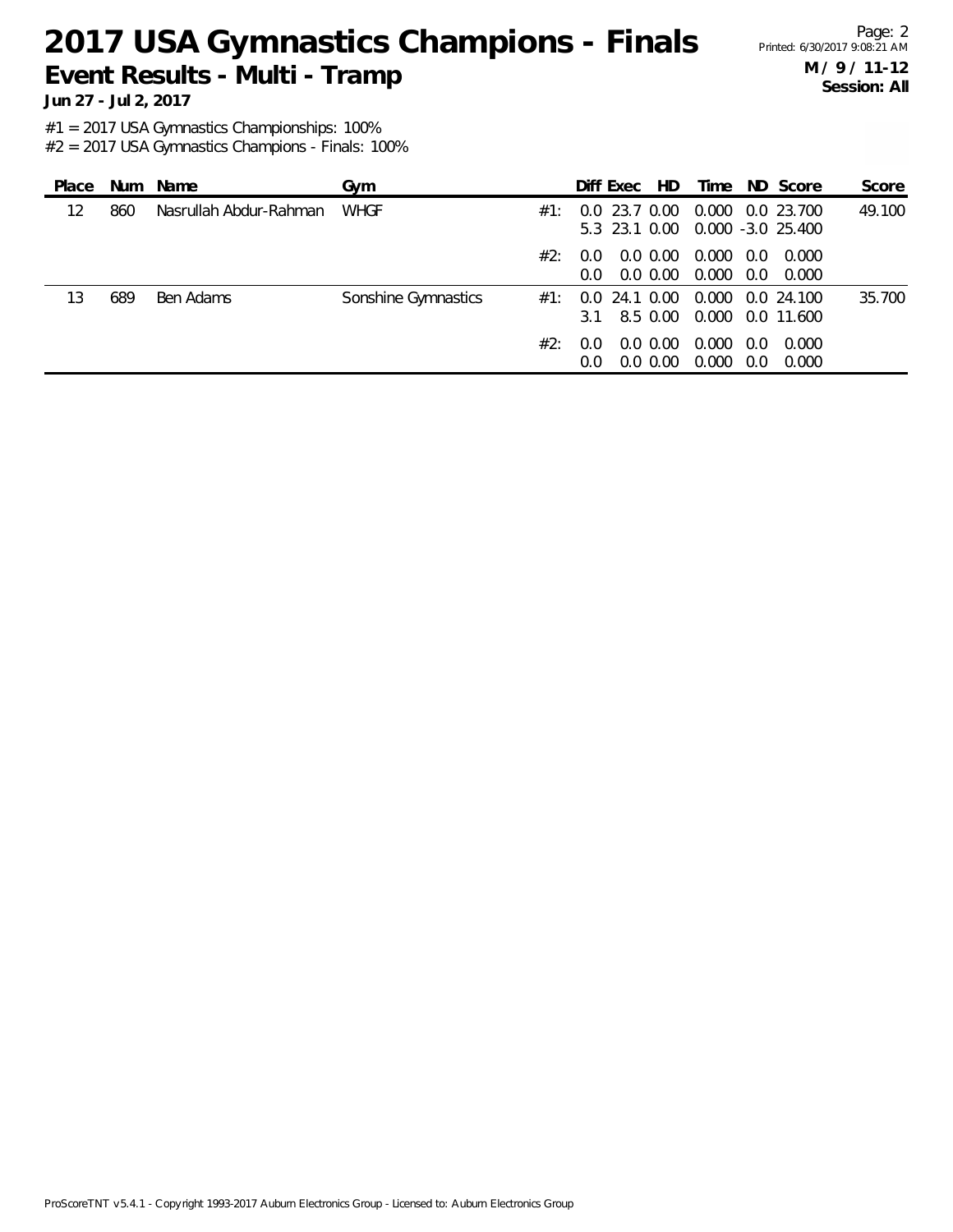# 2017 USA Gymnastics Champions - Finals

## Event Results - Multi - Tramp

**Jun 27 - Jul 2, 2017**

**M / 9 / 11-12**
**Session: All**

#1 = 2017 USA Gymnastics Championships: 100%
#2 = 2017 USA Gymnastics Champions - Finals: 100%

| Place | Num | Name | Gym | | Diff | Exec | HD | Time | ND | Score | Score |
|---|---|---|---|---|---|---|---|---|---|---|---|
| 12 | 860 | Nasrullah Abdur-Rahman | WHGF | #1: | 0.0 | 23.7 | 0.00 | 0.000 | 0.0 | 23.700 | 49.100 |
| | | | | | 5.3 | 23.1 | 0.00 | 0.000 | -3.0 | 25.400 | |
| | | | | #2: | 0.0 | 0.0 | 0.00 | 0.000 | 0.0 | 0.000 | |
| | | | | | 0.0 | 0.0 | 0.00 | 0.000 | 0.0 | 0.000 | |
| 13 | 689 | Ben Adams | Sonshine Gymnastics | #1: | 0.0 | 24.1 | 0.00 | 0.000 | 0.0 | 24.100 | 35.700 |
| | | | | | 3.1 | 8.5 | 0.00 | 0.000 | 0.0 | 11.600 | |
| | | | | #2: | 0.0 | 0.0 | 0.00 | 0.000 | 0.0 | 0.000 | |
| | | | | | 0.0 | 0.0 | 0.00 | 0.000 | 0.0 | 0.000 | |

ProScoreTNT v5.4.1 - Copyright 1993-2017 Auburn Electronics Group - Licensed to: Auburn Electronics Group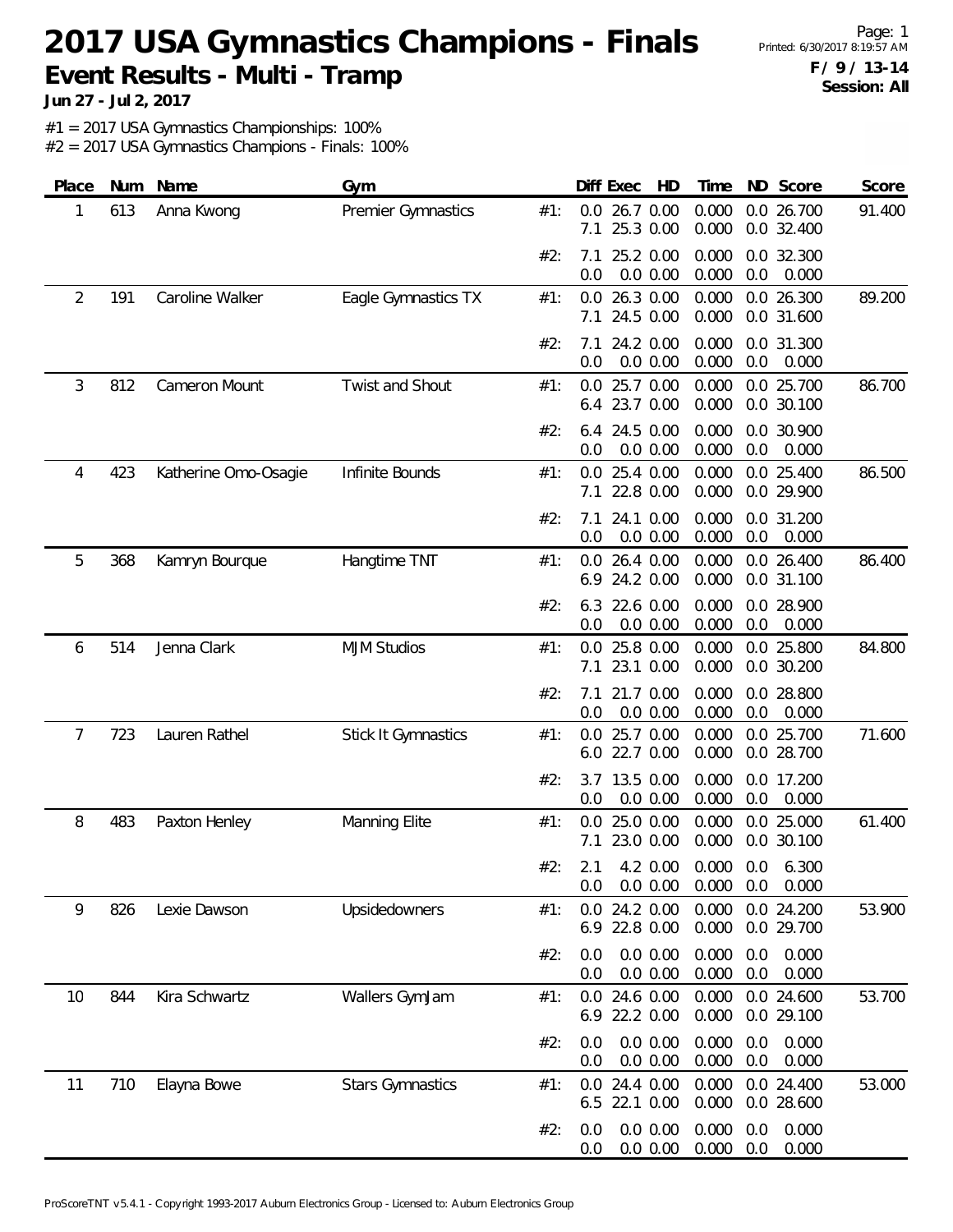# 2017 USA Gymnastics Champions - Finals

## Event Results - Multi - Tramp

**Jun 27 - Jul 2, 2017**

Printed: 6/30/2017 8:19:57 AM

**F / 9 / 13-14**
**Session: All**

#1 = 2017 USA Gymnastics Championships: 100%
#2 = 2017 USA Gymnastics Champions - Finals: 100%

| Place | Num | Name | Gym | | Diff | Exec | HD | Time | ND | Score | Score |
|---|---|---|---|---|---|---|---|---|---|---|---|
| 1 | 613 | Anna Kwong | Premier Gymnastics | #1: | 0.0 | 26.7 | 0.00 | 0.000 | 0.0 | 26.700 | 91.400 |
| | | | | | 7.1 | 25.3 | 0.00 | 0.000 | 0.0 | 32.400 | |
| | | | | #2: | 7.1 | 25.2 | 0.00 | 0.000 | 0.0 | 32.300 | |
| | | | | | 0.0 | 0.0 | 0.00 | 0.000 | 0.0 | 0.000 | |
| 2 | 191 | Caroline Walker | Eagle Gymnastics TX | #1: | 0.0 | 26.3 | 0.00 | 0.000 | 0.0 | 26.300 | 89.200 |
| | | | | | 7.1 | 24.5 | 0.00 | 0.000 | 0.0 | 31.600 | |
| | | | | #2: | 7.1 | 24.2 | 0.00 | 0.000 | 0.0 | 31.300 | |
| | | | | | 0.0 | 0.0 | 0.00 | 0.000 | 0.0 | 0.000 | |
| 3 | 812 | Cameron Mount | Twist and Shout | #1: | 0.0 | 25.7 | 0.00 | 0.000 | 0.0 | 25.700 | 86.700 |
| | | | | | 6.4 | 23.7 | 0.00 | 0.000 | 0.0 | 30.100 | |
| | | | | #2: | 6.4 | 24.5 | 0.00 | 0.000 | 0.0 | 30.900 | |
| | | | | | 0.0 | 0.0 | 0.00 | 0.000 | 0.0 | 0.000 | |
| 4 | 423 | Katherine Omo-Osagie | Infinite Bounds | #1: | 0.0 | 25.4 | 0.00 | 0.000 | 0.0 | 25.400 | 86.500 |
| | | | | | 7.1 | 22.8 | 0.00 | 0.000 | 0.0 | 29.900 | |
| | | | | #2: | 7.1 | 24.1 | 0.00 | 0.000 | 0.0 | 31.200 | |
| | | | | | 0.0 | 0.0 | 0.00 | 0.000 | 0.0 | 0.000 | |
| 5 | 368 | Kamryn Bourque | Hangtime TNT | #1: | 0.0 | 26.4 | 0.00 | 0.000 | 0.0 | 26.400 | 86.400 |
| | | | | | 6.9 | 24.2 | 0.00 | 0.000 | 0.0 | 31.100 | |
| | | | | #2: | 6.3 | 22.6 | 0.00 | 0.000 | 0.0 | 28.900 | |
| | | | | | 0.0 | 0.0 | 0.00 | 0.000 | 0.0 | 0.000 | |
| 6 | 514 | Jenna Clark | MJM Studios | #1: | 0.0 | 25.8 | 0.00 | 0.000 | 0.0 | 25.800 | 84.800 |
| | | | | | 7.1 | 23.1 | 0.00 | 0.000 | 0.0 | 30.200 | |
| | | | | #2: | 7.1 | 21.7 | 0.00 | 0.000 | 0.0 | 28.800 | |
| | | | | | 0.0 | 0.0 | 0.00 | 0.000 | 0.0 | 0.000 | |
| 7 | 723 | Lauren Rathel | Stick It Gymnastics | #1: | 0.0 | 25.7 | 0.00 | 0.000 | 0.0 | 25.700 | 71.600 |
| | | | | | 6.0 | 22.7 | 0.00 | 0.000 | 0.0 | 28.700 | |
| | | | | #2: | 3.7 | 13.5 | 0.00 | 0.000 | 0.0 | 17.200 | |
| | | | | | 0.0 | 0.0 | 0.00 | 0.000 | 0.0 | 0.000 | |
| 8 | 483 | Paxton Henley | Manning Elite | #1: | 0.0 | 25.0 | 0.00 | 0.000 | 0.0 | 25.000 | 61.400 |
| | | | | | 7.1 | 23.0 | 0.00 | 0.000 | 0.0 | 30.100 | |
| | | | | #2: | 2.1 | 4.2 | 0.00 | 0.000 | 0.0 | 6.300 | |
| | | | | | 0.0 | 0.0 | 0.00 | 0.000 | 0.0 | 0.000 | |
| 9 | 826 | Lexie Dawson | Upsidedowners | #1: | 0.0 | 24.2 | 0.00 | 0.000 | 0.0 | 24.200 | 53.900 |
| | | | | | 6.9 | 22.8 | 0.00 | 0.000 | 0.0 | 29.700 | |
| | | | | #2: | 0.0 | 0.0 | 0.00 | 0.000 | 0.0 | 0.000 | |
| | | | | | 0.0 | 0.0 | 0.00 | 0.000 | 0.0 | 0.000 | |
| 10 | 844 | Kira Schwartz | Wallers GymJam | #1: | 0.0 | 24.6 | 0.00 | 0.000 | 0.0 | 24.600 | 53.700 |
| | | | | | 6.9 | 22.2 | 0.00 | 0.000 | 0.0 | 29.100 | |
| | | | | #2: | 0.0 | 0.0 | 0.00 | 0.000 | 0.0 | 0.000 | |
| | | | | | 0.0 | 0.0 | 0.00 | 0.000 | 0.0 | 0.000 | |
| 11 | 710 | Elayna Bowe | Stars Gymnastics | #1: | 0.0 | 24.4 | 0.00 | 0.000 | 0.0 | 24.400 | 53.000 |
| | | | | | 6.5 | 22.1 | 0.00 | 0.000 | 0.0 | 28.600 | |
| | | | | #2: | 0.0 | 0.0 | 0.00 | 0.000 | 0.0 | 0.000 | |
| | | | | | 0.0 | 0.0 | 0.00 | 0.000 | 0.0 | 0.000 | |

ProScoreTNT v5.4.1 - Copyright 1993-2017 Auburn Electronics Group - Licensed to: Auburn Electronics Group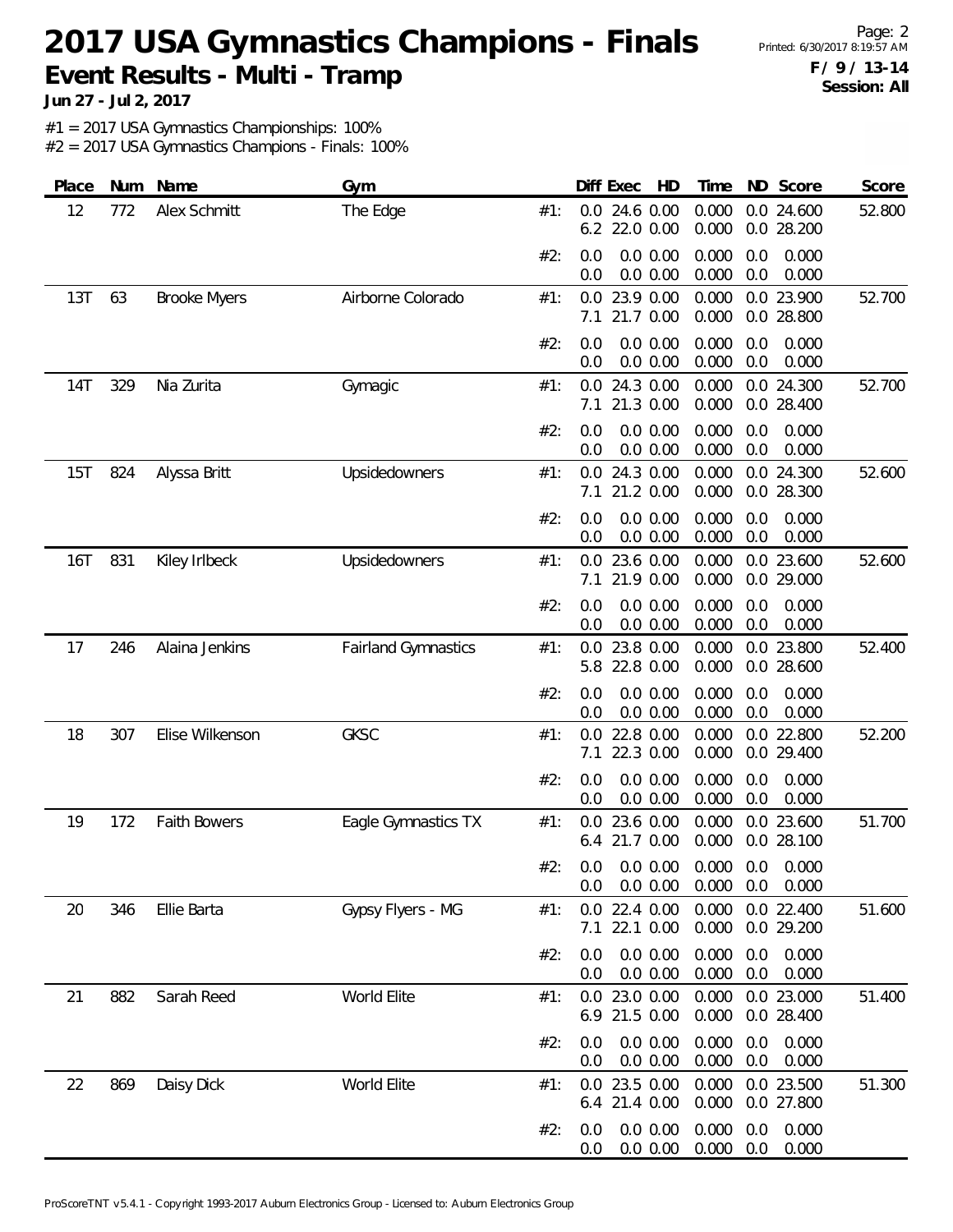# 2017 USA Gymnastics Champions - Finals

**Event Results - Multi - Tramp**

**Jun 27 - Jul 2, 2017**

Printed: 6/30/2017 8:19:57 AM

**F / 9 / 13-14**
**Session: All**

#1 = 2017 USA Gymnastics Championships: 100%
#2 = 2017 USA Gymnastics Champions - Finals: 100%

| Place | Num | Name | Gym | | Diff | Exec | HD | Time | ND | Score | Score |
|---|---|---|---|---|---|---|---|---|---|---|---|
| 12 | 772 | Alex Schmitt | The Edge | #1: | 0.0 | 24.6 | 0.00 | 0.000 | 0.0 | 24.600 | 52.800 |
| | | | | | 6.2 | 22.0 | 0.00 | 0.000 | 0.0 | 28.200 | |
| | | | | #2: | 0.0 | 0.0 | 0.00 | 0.000 | 0.0 | 0.000 | |
| | | | | | 0.0 | 0.0 | 0.00 | 0.000 | 0.0 | 0.000 | |
| 13T | 63 | Brooke Myers | Airborne Colorado | #1: | 0.0 | 23.9 | 0.00 | 0.000 | 0.0 | 23.900 | 52.700 |
| | | | | | 7.1 | 21.7 | 0.00 | 0.000 | 0.0 | 28.800 | |
| | | | | #2: | 0.0 | 0.0 | 0.00 | 0.000 | 0.0 | 0.000 | |
| | | | | | 0.0 | 0.0 | 0.00 | 0.000 | 0.0 | 0.000 | |
| 14T | 329 | Nia Zurita | Gymagic | #1: | 0.0 | 24.3 | 0.00 | 0.000 | 0.0 | 24.300 | 52.700 |
| | | | | | 7.1 | 21.3 | 0.00 | 0.000 | 0.0 | 28.400 | |
| | | | | #2: | 0.0 | 0.0 | 0.00 | 0.000 | 0.0 | 0.000 | |
| | | | | | 0.0 | 0.0 | 0.00 | 0.000 | 0.0 | 0.000 | |
| 15T | 824 | Alyssa Britt | Upsidedowners | #1: | 0.0 | 24.3 | 0.00 | 0.000 | 0.0 | 24.300 | 52.600 |
| | | | | | 7.1 | 21.2 | 0.00 | 0.000 | 0.0 | 28.300 | |
| | | | | #2: | 0.0 | 0.0 | 0.00 | 0.000 | 0.0 | 0.000 | |
| | | | | | 0.0 | 0.0 | 0.00 | 0.000 | 0.0 | 0.000 | |
| 16T | 831 | Kiley Irlbeck | Upsidedowners | #1: | 0.0 | 23.6 | 0.00 | 0.000 | 0.0 | 23.600 | 52.600 |
| | | | | | 7.1 | 21.9 | 0.00 | 0.000 | 0.0 | 29.000 | |
| | | | | #2: | 0.0 | 0.0 | 0.00 | 0.000 | 0.0 | 0.000 | |
| | | | | | 0.0 | 0.0 | 0.00 | 0.000 | 0.0 | 0.000 | |
| 17 | 246 | Alaina Jenkins | Fairland Gymnastics | #1: | 0.0 | 23.8 | 0.00 | 0.000 | 0.0 | 23.800 | 52.400 |
| | | | | | 5.8 | 22.8 | 0.00 | 0.000 | 0.0 | 28.600 | |
| | | | | #2: | 0.0 | 0.0 | 0.00 | 0.000 | 0.0 | 0.000 | |
| | | | | | 0.0 | 0.0 | 0.00 | 0.000 | 0.0 | 0.000 | |
| 18 | 307 | Elise Wilkenson | GKSC | #1: | 0.0 | 22.8 | 0.00 | 0.000 | 0.0 | 22.800 | 52.200 |
| | | | | | 7.1 | 22.3 | 0.00 | 0.000 | 0.0 | 29.400 | |
| | | | | #2: | 0.0 | 0.0 | 0.00 | 0.000 | 0.0 | 0.000 | |
| | | | | | 0.0 | 0.0 | 0.00 | 0.000 | 0.0 | 0.000 | |
| 19 | 172 | Faith Bowers | Eagle Gymnastics TX | #1: | 0.0 | 23.6 | 0.00 | 0.000 | 0.0 | 23.600 | 51.700 |
| | | | | | 6.4 | 21.7 | 0.00 | 0.000 | 0.0 | 28.100 | |
| | | | | #2: | 0.0 | 0.0 | 0.00 | 0.000 | 0.0 | 0.000 | |
| | | | | | 0.0 | 0.0 | 0.00 | 0.000 | 0.0 | 0.000 | |
| 20 | 346 | Ellie Barta | Gypsy Flyers - MG | #1: | 0.0 | 22.4 | 0.00 | 0.000 | 0.0 | 22.400 | 51.600 |
| | | | | | 7.1 | 22.1 | 0.00 | 0.000 | 0.0 | 29.200 | |
| | | | | #2: | 0.0 | 0.0 | 0.00 | 0.000 | 0.0 | 0.000 | |
| | | | | | 0.0 | 0.0 | 0.00 | 0.000 | 0.0 | 0.000 | |
| 21 | 882 | Sarah Reed | World Elite | #1: | 0.0 | 23.0 | 0.00 | 0.000 | 0.0 | 23.000 | 51.400 |
| | | | | | 6.9 | 21.5 | 0.00 | 0.000 | 0.0 | 28.400 | |
| | | | | #2: | 0.0 | 0.0 | 0.00 | 0.000 | 0.0 | 0.000 | |
| | | | | | 0.0 | 0.0 | 0.00 | 0.000 | 0.0 | 0.000 | |
| 22 | 869 | Daisy Dick | World Elite | #1: | 0.0 | 23.5 | 0.00 | 0.000 | 0.0 | 23.500 | 51.300 |
| | | | | | 6.4 | 21.4 | 0.00 | 0.000 | 0.0 | 27.800 | |
| | | | | #2: | 0.0 | 0.0 | 0.00 | 0.000 | 0.0 | 0.000 | |
| | | | | | 0.0 | 0.0 | 0.00 | 0.000 | 0.0 | 0.000 | |

ProScoreTNT v5.4.1 - Copyright 1993-2017 Auburn Electronics Group - Licensed to: Auburn Electronics Group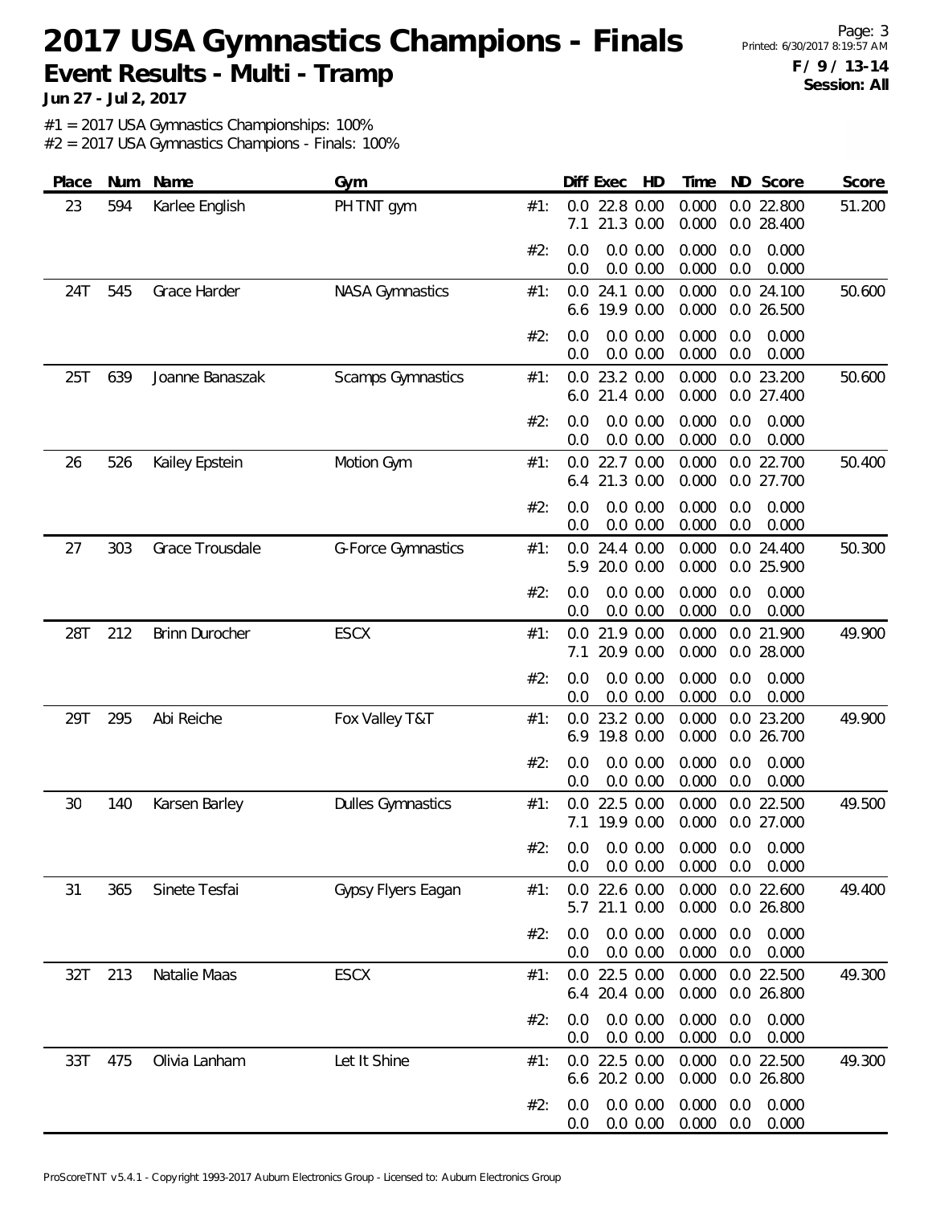# 2017 USA Gymnastics Champions - Finals

## Event Results - Multi - Tramp

**Jun 27 - Jul 2, 2017**

**F / 9 / 13-14**
**Session: All**

#1 = 2017 USA Gymnastics Championships: 100%
#2 = 2017 USA Gymnastics Champions - Finals: 100%

| Place | Num | Name | Gym | | Diff | Exec | HD | Time | ND | Score | Score |
|---|---|---|---|---|---|---|---|---|---|---|---|
| 23 | 594 | Karlee English | PH TNT gym | #1: | 0.0 | 22.8 | 0.00 | 0.000 | 0.0 | 22.800 | 51.200 |
| | | | | | 7.1 | 21.3 | 0.00 | 0.000 | 0.0 | 28.400 | |
| | | | | #2: | 0.0 | 0.0 | 0.00 | 0.000 | 0.0 | 0.000 | |
| | | | | | 0.0 | 0.0 | 0.00 | 0.000 | 0.0 | 0.000 | |
| 24T | 545 | Grace Harder | NASA Gymnastics | #1: | 0.0 | 24.1 | 0.00 | 0.000 | 0.0 | 24.100 | 50.600 |
| | | | | | 6.6 | 19.9 | 0.00 | 0.000 | 0.0 | 26.500 | |
| | | | | #2: | 0.0 | 0.0 | 0.00 | 0.000 | 0.0 | 0.000 | |
| | | | | | 0.0 | 0.0 | 0.00 | 0.000 | 0.0 | 0.000 | |
| 25T | 639 | Joanne Banaszak | Scamps Gymnastics | #1: | 0.0 | 23.2 | 0.00 | 0.000 | 0.0 | 23.200 | 50.600 |
| | | | | | 6.0 | 21.4 | 0.00 | 0.000 | 0.0 | 27.400 | |
| | | | | #2: | 0.0 | 0.0 | 0.00 | 0.000 | 0.0 | 0.000 | |
| | | | | | 0.0 | 0.0 | 0.00 | 0.000 | 0.0 | 0.000 | |
| 26 | 526 | Kailey Epstein | Motion Gym | #1: | 0.0 | 22.7 | 0.00 | 0.000 | 0.0 | 22.700 | 50.400 |
| | | | | | 6.4 | 21.3 | 0.00 | 0.000 | 0.0 | 27.700 | |
| | | | | #2: | 0.0 | 0.0 | 0.00 | 0.000 | 0.0 | 0.000 | |
| | | | | | 0.0 | 0.0 | 0.00 | 0.000 | 0.0 | 0.000 | |
| 27 | 303 | Grace Trousdale | G-Force Gymnastics | #1: | 0.0 | 24.4 | 0.00 | 0.000 | 0.0 | 24.400 | 50.300 |
| | | | | | 5.9 | 20.0 | 0.00 | 0.000 | 0.0 | 25.900 | |
| | | | | #2: | 0.0 | 0.0 | 0.00 | 0.000 | 0.0 | 0.000 | |
| | | | | | 0.0 | 0.0 | 0.00 | 0.000 | 0.0 | 0.000 | |
| 28T | 212 | Brinn Durocher | ESCX | #1: | 0.0 | 21.9 | 0.00 | 0.000 | 0.0 | 21.900 | 49.900 |
| | | | | | 7.1 | 20.9 | 0.00 | 0.000 | 0.0 | 28.000 | |
| | | | | #2: | 0.0 | 0.0 | 0.00 | 0.000 | 0.0 | 0.000 | |
| | | | | | 0.0 | 0.0 | 0.00 | 0.000 | 0.0 | 0.000 | |
| 29T | 295 | Abi Reiche | Fox Valley T&T | #1: | 0.0 | 23.2 | 0.00 | 0.000 | 0.0 | 23.200 | 49.900 |
| | | | | | 6.9 | 19.8 | 0.00 | 0.000 | 0.0 | 26.700 | |
| | | | | #2: | 0.0 | 0.0 | 0.00 | 0.000 | 0.0 | 0.000 | |
| | | | | | 0.0 | 0.0 | 0.00 | 0.000 | 0.0 | 0.000 | |
| 30 | 140 | Karsen Barley | Dulles Gymnastics | #1: | 0.0 | 22.5 | 0.00 | 0.000 | 0.0 | 22.500 | 49.500 |
| | | | | | 7.1 | 19.9 | 0.00 | 0.000 | 0.0 | 27.000 | |
| | | | | #2: | 0.0 | 0.0 | 0.00 | 0.000 | 0.0 | 0.000 | |
| | | | | | 0.0 | 0.0 | 0.00 | 0.000 | 0.0 | 0.000 | |
| 31 | 365 | Sinete Tesfai | Gypsy Flyers Eagan | #1: | 0.0 | 22.6 | 0.00 | 0.000 | 0.0 | 22.600 | 49.400 |
| | | | | | 5.7 | 21.1 | 0.00 | 0.000 | 0.0 | 26.800 | |
| | | | | #2: | 0.0 | 0.0 | 0.00 | 0.000 | 0.0 | 0.000 | |
| | | | | | 0.0 | 0.0 | 0.00 | 0.000 | 0.0 | 0.000 | |
| 32T | 213 | Natalie Maas | ESCX | #1: | 0.0 | 22.5 | 0.00 | 0.000 | 0.0 | 22.500 | 49.300 |
| | | | | | 6.4 | 20.4 | 0.00 | 0.000 | 0.0 | 26.800 | |
| | | | | #2: | 0.0 | 0.0 | 0.00 | 0.000 | 0.0 | 0.000 | |
| | | | | | 0.0 | 0.0 | 0.00 | 0.000 | 0.0 | 0.000 | |
| 33T | 475 | Olivia Lanham | Let It Shine | #1: | 0.0 | 22.5 | 0.00 | 0.000 | 0.0 | 22.500 | 49.300 |
| | | | | | 6.6 | 20.2 | 0.00 | 0.000 | 0.0 | 26.800 | |
| | | | | #2: | 0.0 | 0.0 | 0.00 | 0.000 | 0.0 | 0.000 | |
| | | | | | 0.0 | 0.0 | 0.00 | 0.000 | 0.0 | 0.000 | |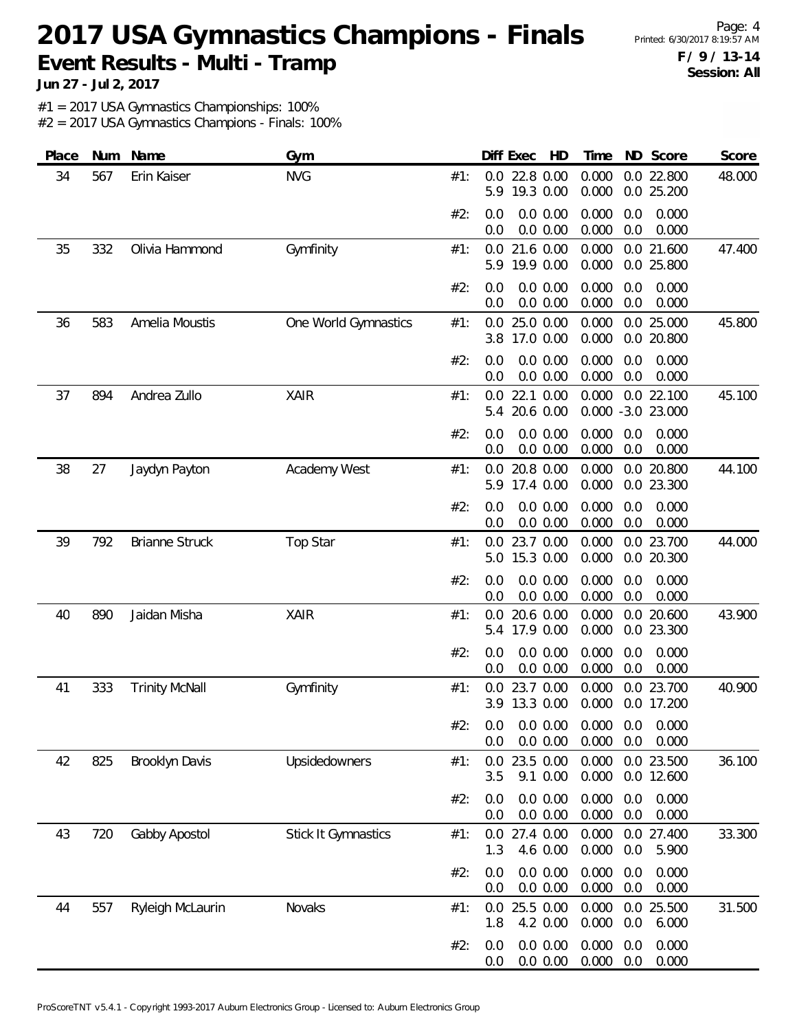# 2017 USA Gymnastics Champions - Finals

**Event Results - Multi - Tramp**

**Jun 27 - Jul 2, 2017**

**F / 9 / 13-14**
**Session: All**

#1 = 2017 USA Gymnastics Championships: 100%
#2 = 2017 USA Gymnastics Champions - Finals: 100%

| Place | Num | Name | Gym | | Diff | Exec | HD | Time | ND | Score | Score |
|---|---|---|---|---|---|---|---|---|---|---|---|
| 34 | 567 | Erin Kaiser | NVG | #1: | 0.0 | 22.8 | 0.00 | 0.000 | 0.0 | 22.800 | 48.000 |
| | | | | | 5.9 | 19.3 | 0.00 | 0.000 | 0.0 | 25.200 | |
| | | | | #2: | 0.0 | 0.0 | 0.00 | 0.000 | 0.0 | 0.000 | |
| | | | | | 0.0 | 0.0 | 0.00 | 0.000 | 0.0 | 0.000 | |
| 35 | 332 | Olivia Hammond | Gymfinity | #1: | 0.0 | 21.6 | 0.00 | 0.000 | 0.0 | 21.600 | 47.400 |
| | | | | | 5.9 | 19.9 | 0.00 | 0.000 | 0.0 | 25.800 | |
| | | | | #2: | 0.0 | 0.0 | 0.00 | 0.000 | 0.0 | 0.000 | |
| | | | | | 0.0 | 0.0 | 0.00 | 0.000 | 0.0 | 0.000 | |
| 36 | 583 | Amelia Moustis | One World Gymnastics | #1: | 0.0 | 25.0 | 0.00 | 0.000 | 0.0 | 25.000 | 45.800 |
| | | | | | 3.8 | 17.0 | 0.00 | 0.000 | 0.0 | 20.800 | |
| | | | | #2: | 0.0 | 0.0 | 0.00 | 0.000 | 0.0 | 0.000 | |
| | | | | | 0.0 | 0.0 | 0.00 | 0.000 | 0.0 | 0.000 | |
| 37 | 894 | Andrea Zullo | XAIR | #1: | 0.0 | 22.1 | 0.00 | 0.000 | 0.0 | 22.100 | 45.100 |
| | | | | | 5.4 | 20.6 | 0.00 | 0.000 | -3.0 | 23.000 | |
| | | | | #2: | 0.0 | 0.0 | 0.00 | 0.000 | 0.0 | 0.000 | |
| | | | | | 0.0 | 0.0 | 0.00 | 0.000 | 0.0 | 0.000 | |
| 38 | 27 | Jaydyn Payton | Academy West | #1: | 0.0 | 20.8 | 0.00 | 0.000 | 0.0 | 20.800 | 44.100 |
| | | | | | 5.9 | 17.4 | 0.00 | 0.000 | 0.0 | 23.300 | |
| | | | | #2: | 0.0 | 0.0 | 0.00 | 0.000 | 0.0 | 0.000 | |
| | | | | | 0.0 | 0.0 | 0.00 | 0.000 | 0.0 | 0.000 | |
| 39 | 792 | Brianne Struck | Top Star | #1: | 0.0 | 23.7 | 0.00 | 0.000 | 0.0 | 23.700 | 44.000 |
| | | | | | 5.0 | 15.3 | 0.00 | 0.000 | 0.0 | 20.300 | |
| | | | | #2: | 0.0 | 0.0 | 0.00 | 0.000 | 0.0 | 0.000 | |
| | | | | | 0.0 | 0.0 | 0.00 | 0.000 | 0.0 | 0.000 | |
| 40 | 890 | Jaidan Misha | XAIR | #1: | 0.0 | 20.6 | 0.00 | 0.000 | 0.0 | 20.600 | 43.900 |
| | | | | | 5.4 | 17.9 | 0.00 | 0.000 | 0.0 | 23.300 | |
| | | | | #2: | 0.0 | 0.0 | 0.00 | 0.000 | 0.0 | 0.000 | |
| | | | | | 0.0 | 0.0 | 0.00 | 0.000 | 0.0 | 0.000 | |
| 41 | 333 | Trinity McNall | Gymfinity | #1: | 0.0 | 23.7 | 0.00 | 0.000 | 0.0 | 23.700 | 40.900 |
| | | | | | 3.9 | 13.3 | 0.00 | 0.000 | 0.0 | 17.200 | |
| | | | | #2: | 0.0 | 0.0 | 0.00 | 0.000 | 0.0 | 0.000 | |
| | | | | | 0.0 | 0.0 | 0.00 | 0.000 | 0.0 | 0.000 | |
| 42 | 825 | Brooklyn Davis | Upsidedowners | #1: | 0.0 | 23.5 | 0.00 | 0.000 | 0.0 | 23.500 | 36.100 |
| | | | | | 3.5 | 9.1 | 0.00 | 0.000 | 0.0 | 12.600 | |
| | | | | #2: | 0.0 | 0.0 | 0.00 | 0.000 | 0.0 | 0.000 | |
| | | | | | 0.0 | 0.0 | 0.00 | 0.000 | 0.0 | 0.000 | |
| 43 | 720 | Gabby Apostol | Stick It Gymnastics | #1: | 0.0 | 27.4 | 0.00 | 0.000 | 0.0 | 27.400 | 33.300 |
| | | | | | 1.3 | 4.6 | 0.00 | 0.000 | 0.0 | 5.900 | |
| | | | | #2: | 0.0 | 0.0 | 0.00 | 0.000 | 0.0 | 0.000 | |
| | | | | | 0.0 | 0.0 | 0.00 | 0.000 | 0.0 | 0.000 | |
| 44 | 557 | Ryleigh McLaurin | Novaks | #1: | 0.0 | 25.5 | 0.00 | 0.000 | 0.0 | 25.500 | 31.500 |
| | | | | | 1.8 | 4.2 | 0.00 | 0.000 | 0.0 | 6.000 | |
| | | | | #2: | 0.0 | 0.0 | 0.00 | 0.000 | 0.0 | 0.000 | |
| | | | | | 0.0 | 0.0 | 0.00 | 0.000 | 0.0 | 0.000 | |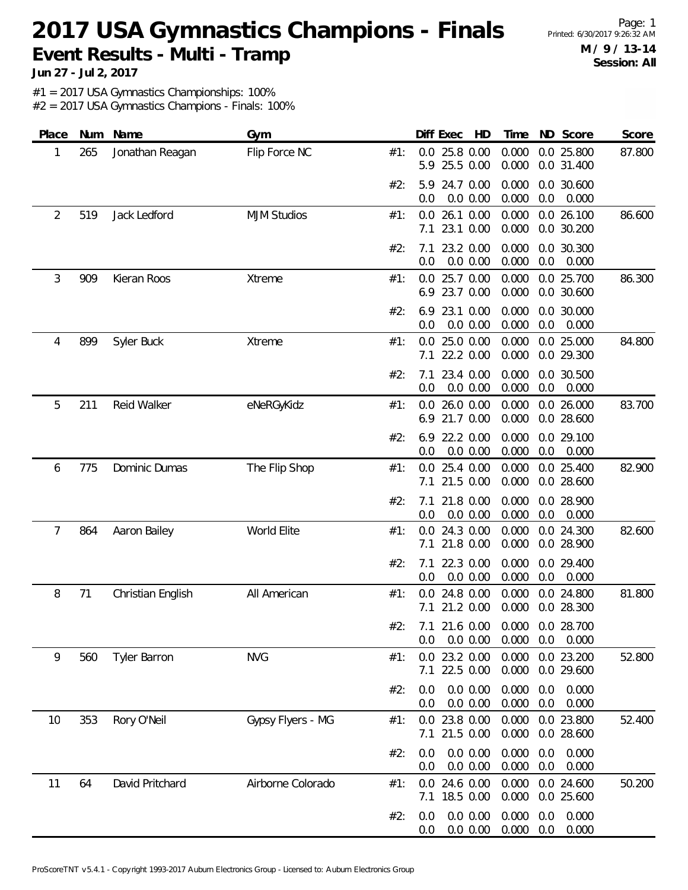# 2017 USA Gymnastics Champions - Finals

## Event Results - Multi - Tramp

**Jun 27 - Jul 2, 2017**

**M / 9 / 13-14**
**Session: All**

#1 = 2017 USA Gymnastics Championships: 100%
#2 = 2017 USA Gymnastics Champions - Finals: 100%

| Place | Num | Name | Gym | | Diff | Exec | HD | Time | ND | Score | Score |
|---|---|---|---|---|---|---|---|---|---|---|---|
| 1 | 265 | Jonathan Reagan | Flip Force NC | #1: | 0.0 | 25.8 | 0.00 | 0.000 | 0.0 | 25.800 | 87.800 |
| | | | | | 5.9 | 25.5 | 0.00 | 0.000 | 0.0 | 31.400 | |
| | | | | #2: | 5.9 | 24.7 | 0.00 | 0.000 | 0.0 | 30.600 | |
| | | | | | 0.0 | 0.0 | 0.00 | 0.000 | 0.0 | 0.000 | |
| 2 | 519 | Jack Ledford | MJM Studios | #1: | 0.0 | 26.1 | 0.00 | 0.000 | 0.0 | 26.100 | 86.600 |
| | | | | | 7.1 | 23.1 | 0.00 | 0.000 | 0.0 | 30.200 | |
| | | | | #2: | 7.1 | 23.2 | 0.00 | 0.000 | 0.0 | 30.300 | |
| | | | | | 0.0 | 0.0 | 0.00 | 0.000 | 0.0 | 0.000 | |
| 3 | 909 | Kieran Roos | Xtreme | #1: | 0.0 | 25.7 | 0.00 | 0.000 | 0.0 | 25.700 | 86.300 |
| | | | | | 6.9 | 23.7 | 0.00 | 0.000 | 0.0 | 30.600 | |
| | | | | #2: | 6.9 | 23.1 | 0.00 | 0.000 | 0.0 | 30.000 | |
| | | | | | 0.0 | 0.0 | 0.00 | 0.000 | 0.0 | 0.000 | |
| 4 | 899 | Syler Buck | Xtreme | #1: | 0.0 | 25.0 | 0.00 | 0.000 | 0.0 | 25.000 | 84.800 |
| | | | | | 7.1 | 22.2 | 0.00 | 0.000 | 0.0 | 29.300 | |
| | | | | #2: | 7.1 | 23.4 | 0.00 | 0.000 | 0.0 | 30.500 | |
| | | | | | 0.0 | 0.0 | 0.00 | 0.000 | 0.0 | 0.000 | |
| 5 | 211 | Reid Walker | eNeRGyKidz | #1: | 0.0 | 26.0 | 0.00 | 0.000 | 0.0 | 26.000 | 83.700 |
| | | | | | 6.9 | 21.7 | 0.00 | 0.000 | 0.0 | 28.600 | |
| | | | | #2: | 6.9 | 22.2 | 0.00 | 0.000 | 0.0 | 29.100 | |
| | | | | | 0.0 | 0.0 | 0.00 | 0.000 | 0.0 | 0.000 | |
| 6 | 775 | Dominic Dumas | The Flip Shop | #1: | 0.0 | 25.4 | 0.00 | 0.000 | 0.0 | 25.400 | 82.900 |
| | | | | | 7.1 | 21.5 | 0.00 | 0.000 | 0.0 | 28.600 | |
| | | | | #2: | 7.1 | 21.8 | 0.00 | 0.000 | 0.0 | 28.900 | |
| | | | | | 0.0 | 0.0 | 0.00 | 0.000 | 0.0 | 0.000 | |
| 7 | 864 | Aaron Bailey | World Elite | #1: | 0.0 | 24.3 | 0.00 | 0.000 | 0.0 | 24.300 | 82.600 |
| | | | | | 7.1 | 21.8 | 0.00 | 0.000 | 0.0 | 28.900 | |
| | | | | #2: | 7.1 | 22.3 | 0.00 | 0.000 | 0.0 | 29.400 | |
| | | | | | 0.0 | 0.0 | 0.00 | 0.000 | 0.0 | 0.000 | |
| 8 | 71 | Christian English | All American | #1: | 0.0 | 24.8 | 0.00 | 0.000 | 0.0 | 24.800 | 81.800 |
| | | | | | 7.1 | 21.2 | 0.00 | 0.000 | 0.0 | 28.300 | |
| | | | | #2: | 7.1 | 21.6 | 0.00 | 0.000 | 0.0 | 28.700 | |
| | | | | | 0.0 | 0.0 | 0.00 | 0.000 | 0.0 | 0.000 | |
| 9 | 560 | Tyler Barron | NVG | #1: | 0.0 | 23.2 | 0.00 | 0.000 | 0.0 | 23.200 | 52.800 |
| | | | | | 7.1 | 22.5 | 0.00 | 0.000 | 0.0 | 29.600 | |
| | | | | #2: | 0.0 | 0.0 | 0.00 | 0.000 | 0.0 | 0.000 | |
| | | | | | 0.0 | 0.0 | 0.00 | 0.000 | 0.0 | 0.000 | |
| 10 | 353 | Rory O'Neil | Gypsy Flyers - MG | #1: | 0.0 | 23.8 | 0.00 | 0.000 | 0.0 | 23.800 | 52.400 |
| | | | | | 7.1 | 21.5 | 0.00 | 0.000 | 0.0 | 28.600 | |
| | | | | #2: | 0.0 | 0.0 | 0.00 | 0.000 | 0.0 | 0.000 | |
| | | | | | 0.0 | 0.0 | 0.00 | 0.000 | 0.0 | 0.000 | |
| 11 | 64 | David Pritchard | Airborne Colorado | #1: | 0.0 | 24.6 | 0.00 | 0.000 | 0.0 | 24.600 | 50.200 |
| | | | | | 7.1 | 18.5 | 0.00 | 0.000 | 0.0 | 25.600 | |
| | | | | #2: | 0.0 | 0.0 | 0.00 | 0.000 | 0.0 | 0.000 | |
| | | | | | 0.0 | 0.0 | 0.00 | 0.000 | 0.0 | 0.000 | |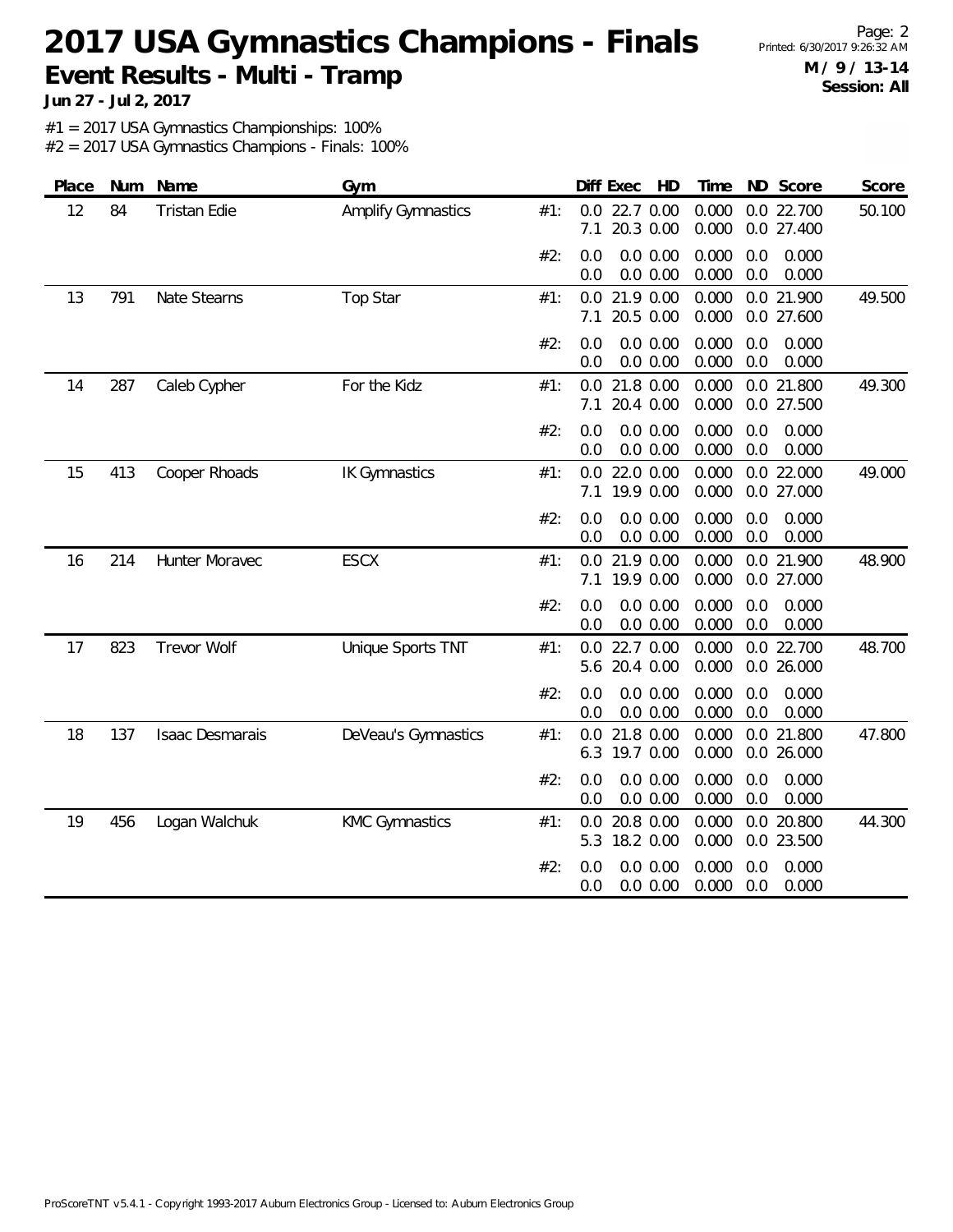# 2017 USA Gymnastics Champions - Finals

## Event Results - Multi - Tramp

**Jun 27 - Jul 2, 2017**

**M / 9 / 13-14**
**Session: All**

#1 = 2017 USA Gymnastics Championships: 100%
#2 = 2017 USA Gymnastics Champions - Finals: 100%

| Place | Num | Name | Gym | | Diff | Exec | HD | Time | ND | Score | Score |
|---|---|---|---|---|---|---|---|---|---|---|---|
| 12 | 84 | Tristan Edie | Amplify Gymnastics | #1: | 0.0 | 22.7 | 0.00 | 0.000 | 0.0 | 22.700 | 50.100 |
| | | | | | 7.1 | 20.3 | 0.00 | 0.000 | 0.0 | 27.400 | |
| | | | | #2: | 0.0 | 0.0 | 0.00 | 0.000 | 0.0 | 0.000 | |
| | | | | | 0.0 | 0.0 | 0.00 | 0.000 | 0.0 | 0.000 | |
| 13 | 791 | Nate Stearns | Top Star | #1: | 0.0 | 21.9 | 0.00 | 0.000 | 0.0 | 21.900 | 49.500 |
| | | | | | 7.1 | 20.5 | 0.00 | 0.000 | 0.0 | 27.600 | |
| | | | | #2: | 0.0 | 0.0 | 0.00 | 0.000 | 0.0 | 0.000 | |
| | | | | | 0.0 | 0.0 | 0.00 | 0.000 | 0.0 | 0.000 | |
| 14 | 287 | Caleb Cypher | For the Kidz | #1: | 0.0 | 21.8 | 0.00 | 0.000 | 0.0 | 21.800 | 49.300 |
| | | | | | 7.1 | 20.4 | 0.00 | 0.000 | 0.0 | 27.500 | |
| | | | | #2: | 0.0 | 0.0 | 0.00 | 0.000 | 0.0 | 0.000 | |
| | | | | | 0.0 | 0.0 | 0.00 | 0.000 | 0.0 | 0.000 | |
| 15 | 413 | Cooper Rhoads | IK Gymnastics | #1: | 0.0 | 22.0 | 0.00 | 0.000 | 0.0 | 22.000 | 49.000 |
| | | | | | 7.1 | 19.9 | 0.00 | 0.000 | 0.0 | 27.000 | |
| | | | | #2: | 0.0 | 0.0 | 0.00 | 0.000 | 0.0 | 0.000 | |
| | | | | | 0.0 | 0.0 | 0.00 | 0.000 | 0.0 | 0.000 | |
| 16 | 214 | Hunter Moravec | ESCX | #1: | 0.0 | 21.9 | 0.00 | 0.000 | 0.0 | 21.900 | 48.900 |
| | | | | | 7.1 | 19.9 | 0.00 | 0.000 | 0.0 | 27.000 | |
| | | | | #2: | 0.0 | 0.0 | 0.00 | 0.000 | 0.0 | 0.000 | |
| | | | | | 0.0 | 0.0 | 0.00 | 0.000 | 0.0 | 0.000 | |
| 17 | 823 | Trevor Wolf | Unique Sports TNT | #1: | 0.0 | 22.7 | 0.00 | 0.000 | 0.0 | 22.700 | 48.700 |
| | | | | | 5.6 | 20.4 | 0.00 | 0.000 | 0.0 | 26.000 | |
| | | | | #2: | 0.0 | 0.0 | 0.00 | 0.000 | 0.0 | 0.000 | |
| | | | | | 0.0 | 0.0 | 0.00 | 0.000 | 0.0 | 0.000 | |
| 18 | 137 | Isaac Desmarais | DeVeau's Gymnastics | #1: | 0.0 | 21.8 | 0.00 | 0.000 | 0.0 | 21.800 | 47.800 |
| | | | | | 6.3 | 19.7 | 0.00 | 0.000 | 0.0 | 26.000 | |
| | | | | #2: | 0.0 | 0.0 | 0.00 | 0.000 | 0.0 | 0.000 | |
| | | | | | 0.0 | 0.0 | 0.00 | 0.000 | 0.0 | 0.000 | |
| 19 | 456 | Logan Walchuk | KMC Gymnastics | #1: | 0.0 | 20.8 | 0.00 | 0.000 | 0.0 | 20.800 | 44.300 |
| | | | | | 5.3 | 18.2 | 0.00 | 0.000 | 0.0 | 23.500 | |
| | | | | #2: | 0.0 | 0.0 | 0.00 | 0.000 | 0.0 | 0.000 | |
| | | | | | 0.0 | 0.0 | 0.00 | 0.000 | 0.0 | 0.000 | |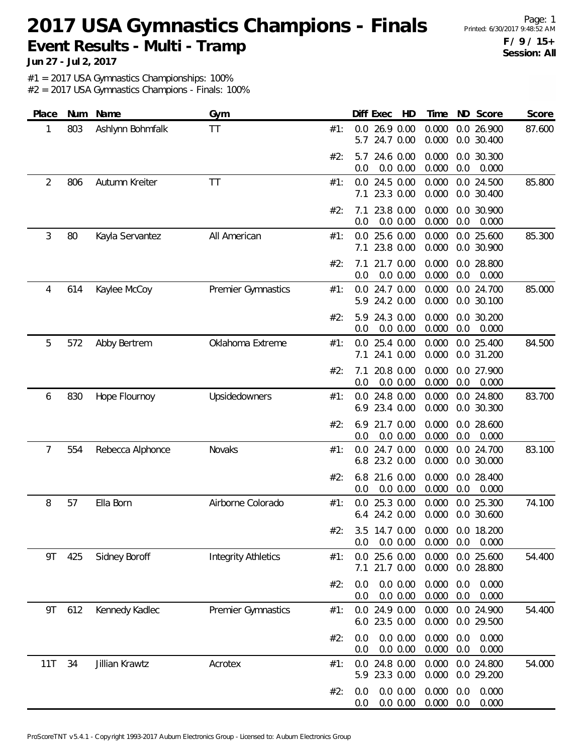# 2017 USA Gymnastics Champions - Finals

## Event Results - Multi - Tramp

**Jun 27 - Jul 2, 2017**

**F / 9 / 15+**
**Session: All**

#1 = 2017 USA Gymnastics Championships: 100%
#2 = 2017 USA Gymnastics Champions - Finals: 100%

| Place | Num | Name | Gym | | Diff | Exec | HD | Time | ND | Score | Score |
|---|---|---|---|---|---|---|---|---|---|---|---|
| 1 | 803 | Ashlynn Bohmfalk | TT | #1: | 0.0 | 26.9 | 0.00 | 0.000 | 0.0 | 26.900 | 87.600 |
| | | | | | 5.7 | 24.7 | 0.00 | 0.000 | 0.0 | 30.400 | |
| | | | | #2: | 5.7 | 24.6 | 0.00 | 0.000 | 0.0 | 30.300 | |
| | | | | | 0.0 | 0.0 | 0.00 | 0.000 | 0.0 | 0.000 | |
| 2 | 806 | Autumn Kreiter | TT | #1: | 0.0 | 24.5 | 0.00 | 0.000 | 0.0 | 24.500 | 85.800 |
| | | | | | 7.1 | 23.3 | 0.00 | 0.000 | 0.0 | 30.400 | |
| | | | | #2: | 7.1 | 23.8 | 0.00 | 0.000 | 0.0 | 30.900 | |
| | | | | | 0.0 | 0.0 | 0.00 | 0.000 | 0.0 | 0.000 | |
| 3 | 80 | Kayla Servantez | All American | #1: | 0.0 | 25.6 | 0.00 | 0.000 | 0.0 | 25.600 | 85.300 |
| | | | | | 7.1 | 23.8 | 0.00 | 0.000 | 0.0 | 30.900 | |
| | | | | #2: | 7.1 | 21.7 | 0.00 | 0.000 | 0.0 | 28.800 | |
| | | | | | 0.0 | 0.0 | 0.00 | 0.000 | 0.0 | 0.000 | |
| 4 | 614 | Kaylee McCoy | Premier Gymnastics | #1: | 0.0 | 24.7 | 0.00 | 0.000 | 0.0 | 24.700 | 85.000 |
| | | | | | 5.9 | 24.2 | 0.00 | 0.000 | 0.0 | 30.100 | |
| | | | | #2: | 5.9 | 24.3 | 0.00 | 0.000 | 0.0 | 30.200 | |
| | | | | | 0.0 | 0.0 | 0.00 | 0.000 | 0.0 | 0.000 | |
| 5 | 572 | Abby Bertrem | Oklahoma Extreme | #1: | 0.0 | 25.4 | 0.00 | 0.000 | 0.0 | 25.400 | 84.500 |
| | | | | | 7.1 | 24.1 | 0.00 | 0.000 | 0.0 | 31.200 | |
| | | | | #2: | 7.1 | 20.8 | 0.00 | 0.000 | 0.0 | 27.900 | |
| | | | | | 0.0 | 0.0 | 0.00 | 0.000 | 0.0 | 0.000 | |
| 6 | 830 | Hope Flournoy | Upsidedowners | #1: | 0.0 | 24.8 | 0.00 | 0.000 | 0.0 | 24.800 | 83.700 |
| | | | | | 6.9 | 23.4 | 0.00 | 0.000 | 0.0 | 30.300 | |
| | | | | #2: | 6.9 | 21.7 | 0.00 | 0.000 | 0.0 | 28.600 | |
| | | | | | 0.0 | 0.0 | 0.00 | 0.000 | 0.0 | 0.000 | |
| 7 | 554 | Rebecca Alphonce | Novaks | #1: | 0.0 | 24.7 | 0.00 | 0.000 | 0.0 | 24.700 | 83.100 |
| | | | | | 6.8 | 23.2 | 0.00 | 0.000 | 0.0 | 30.000 | |
| | | | | #2: | 6.8 | 21.6 | 0.00 | 0.000 | 0.0 | 28.400 | |
| | | | | | 0.0 | 0.0 | 0.00 | 0.000 | 0.0 | 0.000 | |
| 8 | 57 | Ella Born | Airborne Colorado | #1: | 0.0 | 25.3 | 0.00 | 0.000 | 0.0 | 25.300 | 74.100 |
| | | | | | 6.4 | 24.2 | 0.00 | 0.000 | 0.0 | 30.600 | |
| | | | | #2: | 3.5 | 14.7 | 0.00 | 0.000 | 0.0 | 18.200 | |
| | | | | | 0.0 | 0.0 | 0.00 | 0.000 | 0.0 | 0.000 | |
| 9T | 425 | Sidney Boroff | Integrity Athletics | #1: | 0.0 | 25.6 | 0.00 | 0.000 | 0.0 | 25.600 | 54.400 |
| | | | | | 7.1 | 21.7 | 0.00 | 0.000 | 0.0 | 28.800 | |
| | | | | #2: | 0.0 | 0.0 | 0.00 | 0.000 | 0.0 | 0.000 | |
| | | | | | 0.0 | 0.0 | 0.00 | 0.000 | 0.0 | 0.000 | |
| 9T | 612 | Kennedy Kadlec | Premier Gymnastics | #1: | 0.0 | 24.9 | 0.00 | 0.000 | 0.0 | 24.900 | 54.400 |
| | | | | | 6.0 | 23.5 | 0.00 | 0.000 | 0.0 | 29.500 | |
| | | | | #2: | 0.0 | 0.0 | 0.00 | 0.000 | 0.0 | 0.000 | |
| | | | | | 0.0 | 0.0 | 0.00 | 0.000 | 0.0 | 0.000 | |
| 11T | 34 | Jillian Krawtz | Acrotex | #1: | 0.0 | 24.8 | 0.00 | 0.000 | 0.0 | 24.800 | 54.000 |
| | | | | | 5.9 | 23.3 | 0.00 | 0.000 | 0.0 | 29.200 | |
| | | | | #2: | 0.0 | 0.0 | 0.00 | 0.000 | 0.0 | 0.000 | |
| | | | | | 0.0 | 0.0 | 0.00 | 0.000 | 0.0 | 0.000 | |

ProScoreTNT v5.4.1 - Copyright 1993-2017 Auburn Electronics Group - Licensed to: Auburn Electronics Group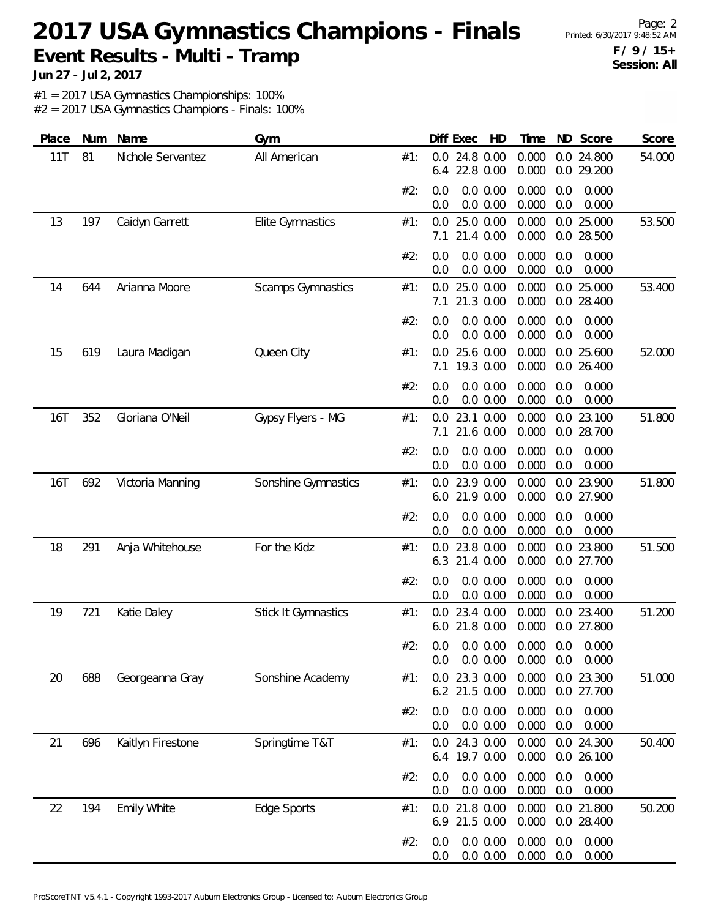# 2017 USA Gymnastics Champions - Finals

## Event Results - Multi - Tramp

**Jun 27 - Jul 2, 2017**

**F / 9 / 15+**
**Session: All**

#1 = 2017 USA Gymnastics Championships: 100%
#2 = 2017 USA Gymnastics Champions - Finals: 100%

| Place | Num | Name | Gym | | Diff | Exec | HD | Time | ND | Score | Score |
|---|---|---|---|---|---|---|---|---|---|---|---|
| 11T | 81 | Nichole Servantez | All American | #1: | 0.0 | 24.8 | 0.00 | 0.000 | 0.0 | 24.800 | 54.000 |
| | | | | | 6.4 | 22.8 | 0.00 | 0.000 | 0.0 | 29.200 | |
| | | | | #2: | 0.0 | 0.0 | 0.00 | 0.000 | 0.0 | 0.000 | |
| | | | | | 0.0 | 0.0 | 0.00 | 0.000 | 0.0 | 0.000 | |
| 13 | 197 | Caidyn Garrett | Elite Gymnastics | #1: | 0.0 | 25.0 | 0.00 | 0.000 | 0.0 | 25.000 | 53.500 |
| | | | | | 7.1 | 21.4 | 0.00 | 0.000 | 0.0 | 28.500 | |
| | | | | #2: | 0.0 | 0.0 | 0.00 | 0.000 | 0.0 | 0.000 | |
| | | | | | 0.0 | 0.0 | 0.00 | 0.000 | 0.0 | 0.000 | |
| 14 | 644 | Arianna Moore | Scamps Gymnastics | #1: | 0.0 | 25.0 | 0.00 | 0.000 | 0.0 | 25.000 | 53.400 |
| | | | | | 7.1 | 21.3 | 0.00 | 0.000 | 0.0 | 28.400 | |
| | | | | #2: | 0.0 | 0.0 | 0.00 | 0.000 | 0.0 | 0.000 | |
| | | | | | 0.0 | 0.0 | 0.00 | 0.000 | 0.0 | 0.000 | |
| 15 | 619 | Laura Madigan | Queen City | #1: | 0.0 | 25.6 | 0.00 | 0.000 | 0.0 | 25.600 | 52.000 |
| | | | | | 7.1 | 19.3 | 0.00 | 0.000 | 0.0 | 26.400 | |
| | | | | #2: | 0.0 | 0.0 | 0.00 | 0.000 | 0.0 | 0.000 | |
| | | | | | 0.0 | 0.0 | 0.00 | 0.000 | 0.0 | 0.000 | |
| 16T | 352 | Gloriana O'Neil | Gypsy Flyers - MG | #1: | 0.0 | 23.1 | 0.00 | 0.000 | 0.0 | 23.100 | 51.800 |
| | | | | | 7.1 | 21.6 | 0.00 | 0.000 | 0.0 | 28.700 | |
| | | | | #2: | 0.0 | 0.0 | 0.00 | 0.000 | 0.0 | 0.000 | |
| | | | | | 0.0 | 0.0 | 0.00 | 0.000 | 0.0 | 0.000 | |
| 16T | 692 | Victoria Manning | Sonshine Gymnastics | #1: | 0.0 | 23.9 | 0.00 | 0.000 | 0.0 | 23.900 | 51.800 |
| | | | | | 6.0 | 21.9 | 0.00 | 0.000 | 0.0 | 27.900 | |
| | | | | #2: | 0.0 | 0.0 | 0.00 | 0.000 | 0.0 | 0.000 | |
| | | | | | 0.0 | 0.0 | 0.00 | 0.000 | 0.0 | 0.000 | |
| 18 | 291 | Anja Whitehouse | For the Kidz | #1: | 0.0 | 23.8 | 0.00 | 0.000 | 0.0 | 23.800 | 51.500 |
| | | | | | 6.3 | 21.4 | 0.00 | 0.000 | 0.0 | 27.700 | |
| | | | | #2: | 0.0 | 0.0 | 0.00 | 0.000 | 0.0 | 0.000 | |
| | | | | | 0.0 | 0.0 | 0.00 | 0.000 | 0.0 | 0.000 | |
| 19 | 721 | Katie Daley | Stick It Gymnastics | #1: | 0.0 | 23.4 | 0.00 | 0.000 | 0.0 | 23.400 | 51.200 |
| | | | | | 6.0 | 21.8 | 0.00 | 0.000 | 0.0 | 27.800 | |
| | | | | #2: | 0.0 | 0.0 | 0.00 | 0.000 | 0.0 | 0.000 | |
| | | | | | 0.0 | 0.0 | 0.00 | 0.000 | 0.0 | 0.000 | |
| 20 | 688 | Georgeanna Gray | Sonshine Academy | #1: | 0.0 | 23.3 | 0.00 | 0.000 | 0.0 | 23.300 | 51.000 |
| | | | | | 6.2 | 21.5 | 0.00 | 0.000 | 0.0 | 27.700 | |
| | | | | #2: | 0.0 | 0.0 | 0.00 | 0.000 | 0.0 | 0.000 | |
| | | | | | 0.0 | 0.0 | 0.00 | 0.000 | 0.0 | 0.000 | |
| 21 | 696 | Kaitlyn Firestone | Springtime T&T | #1: | 0.0 | 24.3 | 0.00 | 0.000 | 0.0 | 24.300 | 50.400 |
| | | | | | 6.4 | 19.7 | 0.00 | 0.000 | 0.0 | 26.100 | |
| | | | | #2: | 0.0 | 0.0 | 0.00 | 0.000 | 0.0 | 0.000 | |
| | | | | | 0.0 | 0.0 | 0.00 | 0.000 | 0.0 | 0.000 | |
| 22 | 194 | Emily White | Edge Sports | #1: | 0.0 | 21.8 | 0.00 | 0.000 | 0.0 | 21.800 | 50.200 |
| | | | | | 6.9 | 21.5 | 0.00 | 0.000 | 0.0 | 28.400 | |
| | | | | #2: | 0.0 | 0.0 | 0.00 | 0.000 | 0.0 | 0.000 | |
| | | | | | 0.0 | 0.0 | 0.00 | 0.000 | 0.0 | 0.000 | |

ProScoreTNT v5.4.1 - Copyright 1993-2017 Auburn Electronics Group - Licensed to: Auburn Electronics Group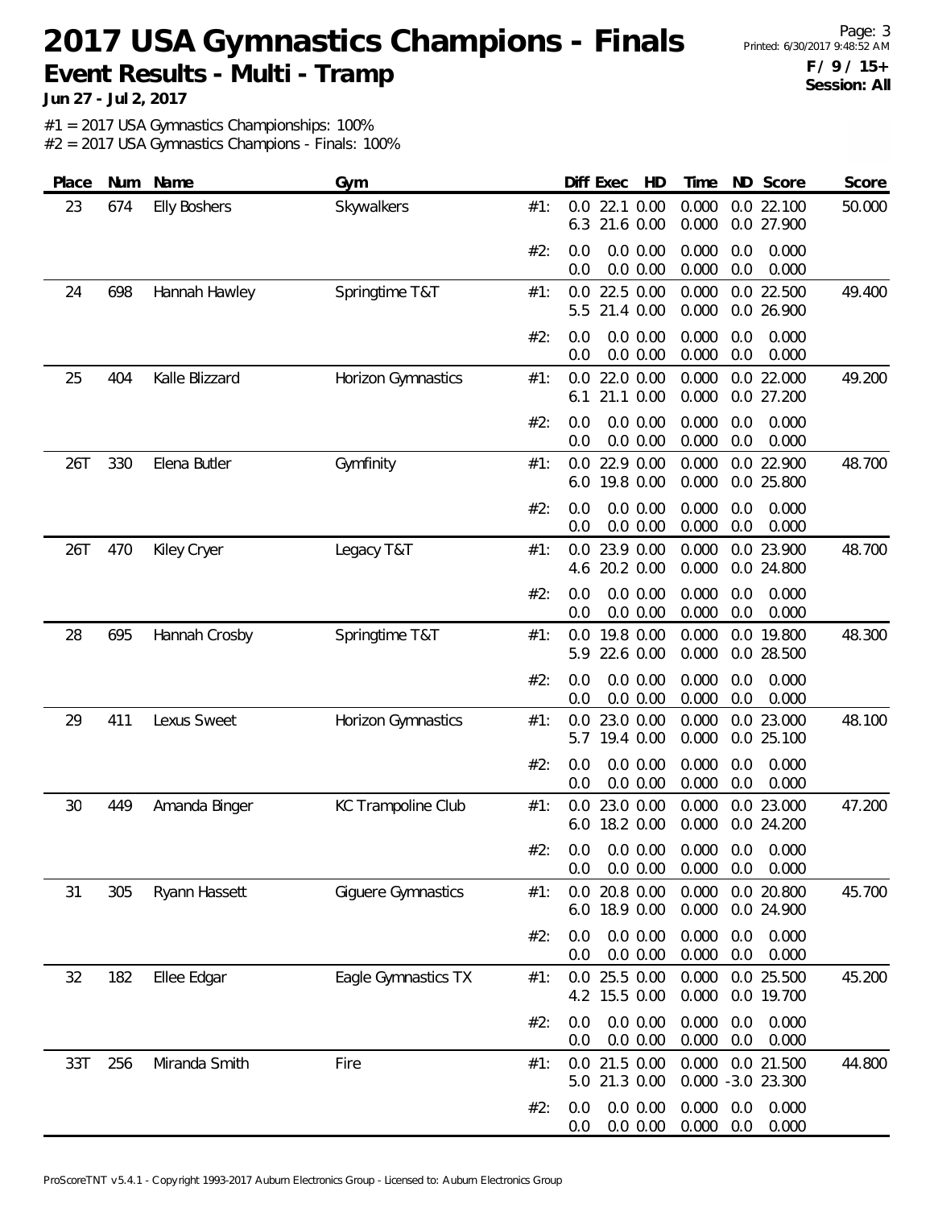# 2017 USA Gymnastics Champions - Finals

## Event Results - Multi - Tramp

**Jun 27 - Jul 2, 2017**

**F / 9 / 15+**
**Session: All**

#1 = 2017 USA Gymnastics Championships: 100%
#2 = 2017 USA Gymnastics Champions - Finals: 100%

| Place | Num | Name | Gym | | Diff | Exec | HD | Time | ND | Score | Score |
|---|---|---|---|---|---|---|---|---|---|---|---|
| 23 | 674 | Elly Boshers | Skywalkers | #1: | 0.0 | 22.1 | 0.00 | 0.000 | 0.0 | 22.100 | 50.000 |
| | | | | | 6.3 | 21.6 | 0.00 | 0.000 | 0.0 | 27.900 | |
| | | | | #2: | 0.0 | 0.0 | 0.00 | 0.000 | 0.0 | 0.000 | |
| | | | | | 0.0 | 0.0 | 0.00 | 0.000 | 0.0 | 0.000 | |
| 24 | 698 | Hannah Hawley | Springtime T&T | #1: | 0.0 | 22.5 | 0.00 | 0.000 | 0.0 | 22.500 | 49.400 |
| | | | | | 5.5 | 21.4 | 0.00 | 0.000 | 0.0 | 26.900 | |
| | | | | #2: | 0.0 | 0.0 | 0.00 | 0.000 | 0.0 | 0.000 | |
| | | | | | 0.0 | 0.0 | 0.00 | 0.000 | 0.0 | 0.000 | |
| 25 | 404 | Kalle Blizzard | Horizon Gymnastics | #1: | 0.0 | 22.0 | 0.00 | 0.000 | 0.0 | 22.000 | 49.200 |
| | | | | | 6.1 | 21.1 | 0.00 | 0.000 | 0.0 | 27.200 | |
| | | | | #2: | 0.0 | 0.0 | 0.00 | 0.000 | 0.0 | 0.000 | |
| | | | | | 0.0 | 0.0 | 0.00 | 0.000 | 0.0 | 0.000 | |
| 26T | 330 | Elena Butler | Gymfinity | #1: | 0.0 | 22.9 | 0.00 | 0.000 | 0.0 | 22.900 | 48.700 |
| | | | | | 6.0 | 19.8 | 0.00 | 0.000 | 0.0 | 25.800 | |
| | | | | #2: | 0.0 | 0.0 | 0.00 | 0.000 | 0.0 | 0.000 | |
| | | | | | 0.0 | 0.0 | 0.00 | 0.000 | 0.0 | 0.000 | |
| 26T | 470 | Kiley Cryer | Legacy T&T | #1: | 0.0 | 23.9 | 0.00 | 0.000 | 0.0 | 23.900 | 48.700 |
| | | | | | 4.6 | 20.2 | 0.00 | 0.000 | 0.0 | 24.800 | |
| | | | | #2: | 0.0 | 0.0 | 0.00 | 0.000 | 0.0 | 0.000 | |
| | | | | | 0.0 | 0.0 | 0.00 | 0.000 | 0.0 | 0.000 | |
| 28 | 695 | Hannah Crosby | Springtime T&T | #1: | 0.0 | 19.8 | 0.00 | 0.000 | 0.0 | 19.800 | 48.300 |
| | | | | | 5.9 | 22.6 | 0.00 | 0.000 | 0.0 | 28.500 | |
| | | | | #2: | 0.0 | 0.0 | 0.00 | 0.000 | 0.0 | 0.000 | |
| | | | | | 0.0 | 0.0 | 0.00 | 0.000 | 0.0 | 0.000 | |
| 29 | 411 | Lexus Sweet | Horizon Gymnastics | #1: | 0.0 | 23.0 | 0.00 | 0.000 | 0.0 | 23.000 | 48.100 |
| | | | | | 5.7 | 19.4 | 0.00 | 0.000 | 0.0 | 25.100 | |
| | | | | #2: | 0.0 | 0.0 | 0.00 | 0.000 | 0.0 | 0.000 | |
| | | | | | 0.0 | 0.0 | 0.00 | 0.000 | 0.0 | 0.000 | |
| 30 | 449 | Amanda Binger | KC Trampoline Club | #1: | 0.0 | 23.0 | 0.00 | 0.000 | 0.0 | 23.000 | 47.200 |
| | | | | | 6.0 | 18.2 | 0.00 | 0.000 | 0.0 | 24.200 | |
| | | | | #2: | 0.0 | 0.0 | 0.00 | 0.000 | 0.0 | 0.000 | |
| | | | | | 0.0 | 0.0 | 0.00 | 0.000 | 0.0 | 0.000 | |
| 31 | 305 | Ryann Hassett | Giguere Gymnastics | #1: | 0.0 | 20.8 | 0.00 | 0.000 | 0.0 | 20.800 | 45.700 |
| | | | | | 6.0 | 18.9 | 0.00 | 0.000 | 0.0 | 24.900 | |
| | | | | #2: | 0.0 | 0.0 | 0.00 | 0.000 | 0.0 | 0.000 | |
| | | | | | 0.0 | 0.0 | 0.00 | 0.000 | 0.0 | 0.000 | |
| 32 | 182 | Ellee Edgar | Eagle Gymnastics TX | #1: | 0.0 | 25.5 | 0.00 | 0.000 | 0.0 | 25.500 | 45.200 |
| | | | | | 4.2 | 15.5 | 0.00 | 0.000 | 0.0 | 19.700 | |
| | | | | #2: | 0.0 | 0.0 | 0.00 | 0.000 | 0.0 | 0.000 | |
| | | | | | 0.0 | 0.0 | 0.00 | 0.000 | 0.0 | 0.000 | |
| 33T | 256 | Miranda Smith | Fire | #1: | 0.0 | 21.5 | 0.00 | 0.000 | 0.0 | 21.500 | 44.800 |
| | | | | | 5.0 | 21.3 | 0.00 | 0.000 | -3.0 | 23.300 | |
| | | | | #2: | 0.0 | 0.0 | 0.00 | 0.000 | 0.0 | 0.000 | |
| | | | | | 0.0 | 0.0 | 0.00 | 0.000 | 0.0 | 0.000 | |

ProScoreTNT v5.4.1 - Copyright 1993-2017 Auburn Electronics Group - Licensed to: Auburn Electronics Group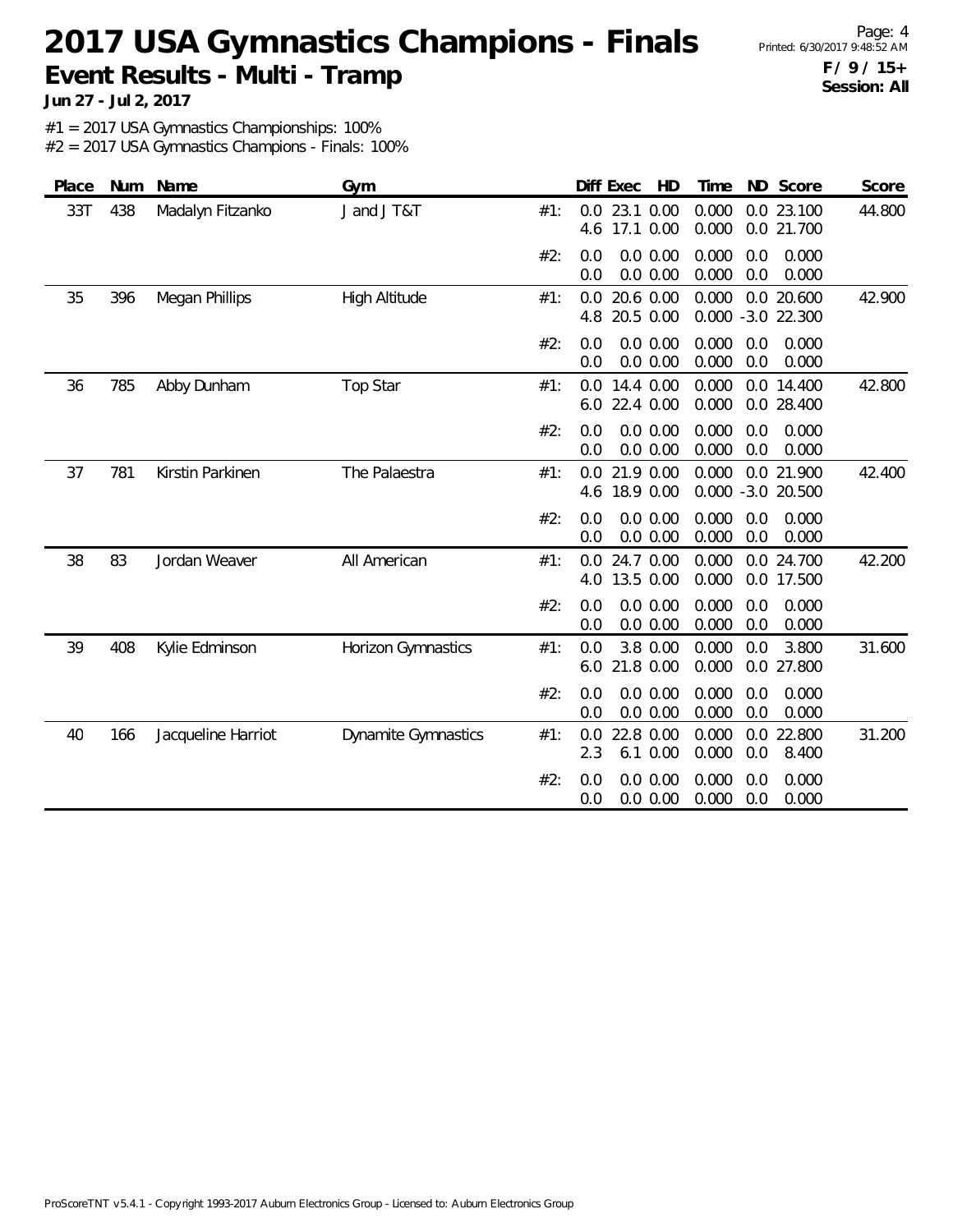# 2017 USA Gymnastics Champions - Finals

## Event Results - Multi - Tramp

**Jun 27 - Jul 2, 2017**

**F / 9 / 15+**
**Session: All**

#1 = 2017 USA Gymnastics Championships: 100%
#2 = 2017 USA Gymnastics Champions - Finals: 100%

| Place | Num | Name | Gym | | Diff | Exec | HD | Time | ND | Score | Score |
|---|---|---|---|---|---|---|---|---|---|---|---|
| 33T | 438 | Madalyn Fitzanko | J and J T&T | #1: | 0.0 | 23.1 | 0.00 | 0.000 | 0.0 | 23.100 | 44.800 |
| | | | | | 4.6 | 17.1 | 0.00 | 0.000 | 0.0 | 21.700 | |
| | | | | #2: | 0.0 | 0.0 | 0.00 | 0.000 | 0.0 | 0.000 | |
| | | | | | 0.0 | 0.0 | 0.00 | 0.000 | 0.0 | 0.000 | |
| 35 | 396 | Megan Phillips | High Altitude | #1: | 0.0 | 20.6 | 0.00 | 0.000 | 0.0 | 20.600 | 42.900 |
| | | | | | 4.8 | 20.5 | 0.00 | 0.000 | -3.0 | 22.300 | |
| | | | | #2: | 0.0 | 0.0 | 0.00 | 0.000 | 0.0 | 0.000 | |
| | | | | | 0.0 | 0.0 | 0.00 | 0.000 | 0.0 | 0.000 | |
| 36 | 785 | Abby Dunham | Top Star | #1: | 0.0 | 14.4 | 0.00 | 0.000 | 0.0 | 14.400 | 42.800 |
| | | | | | 6.0 | 22.4 | 0.00 | 0.000 | 0.0 | 28.400 | |
| | | | | #2: | 0.0 | 0.0 | 0.00 | 0.000 | 0.0 | 0.000 | |
| | | | | | 0.0 | 0.0 | 0.00 | 0.000 | 0.0 | 0.000 | |
| 37 | 781 | Kirstin Parkinen | The Palaestra | #1: | 0.0 | 21.9 | 0.00 | 0.000 | 0.0 | 21.900 | 42.400 |
| | | | | | 4.6 | 18.9 | 0.00 | 0.000 | -3.0 | 20.500 | |
| | | | | #2: | 0.0 | 0.0 | 0.00 | 0.000 | 0.0 | 0.000 | |
| | | | | | 0.0 | 0.0 | 0.00 | 0.000 | 0.0 | 0.000 | |
| 38 | 83 | Jordan Weaver | All American | #1: | 0.0 | 24.7 | 0.00 | 0.000 | 0.0 | 24.700 | 42.200 |
| | | | | | 4.0 | 13.5 | 0.00 | 0.000 | 0.0 | 17.500 | |
| | | | | #2: | 0.0 | 0.0 | 0.00 | 0.000 | 0.0 | 0.000 | |
| | | | | | 0.0 | 0.0 | 0.00 | 0.000 | 0.0 | 0.000 | |
| 39 | 408 | Kylie Edminson | Horizon Gymnastics | #1: | 0.0 | 3.8 | 0.00 | 0.000 | 0.0 | 3.800 | 31.600 |
| | | | | | 6.0 | 21.8 | 0.00 | 0.000 | 0.0 | 27.800 | |
| | | | | #2: | 0.0 | 0.0 | 0.00 | 0.000 | 0.0 | 0.000 | |
| | | | | | 0.0 | 0.0 | 0.00 | 0.000 | 0.0 | 0.000 | |
| 40 | 166 | Jacqueline Harriot | Dynamite Gymnastics | #1: | 0.0 | 22.8 | 0.00 | 0.000 | 0.0 | 22.800 | 31.200 |
| | | | | | 2.3 | 6.1 | 0.00 | 0.000 | 0.0 | 8.400 | |
| | | | | #2: | 0.0 | 0.0 | 0.00 | 0.000 | 0.0 | 0.000 | |
| | | | | | 0.0 | 0.0 | 0.00 | 0.000 | 0.0 | 0.000 | |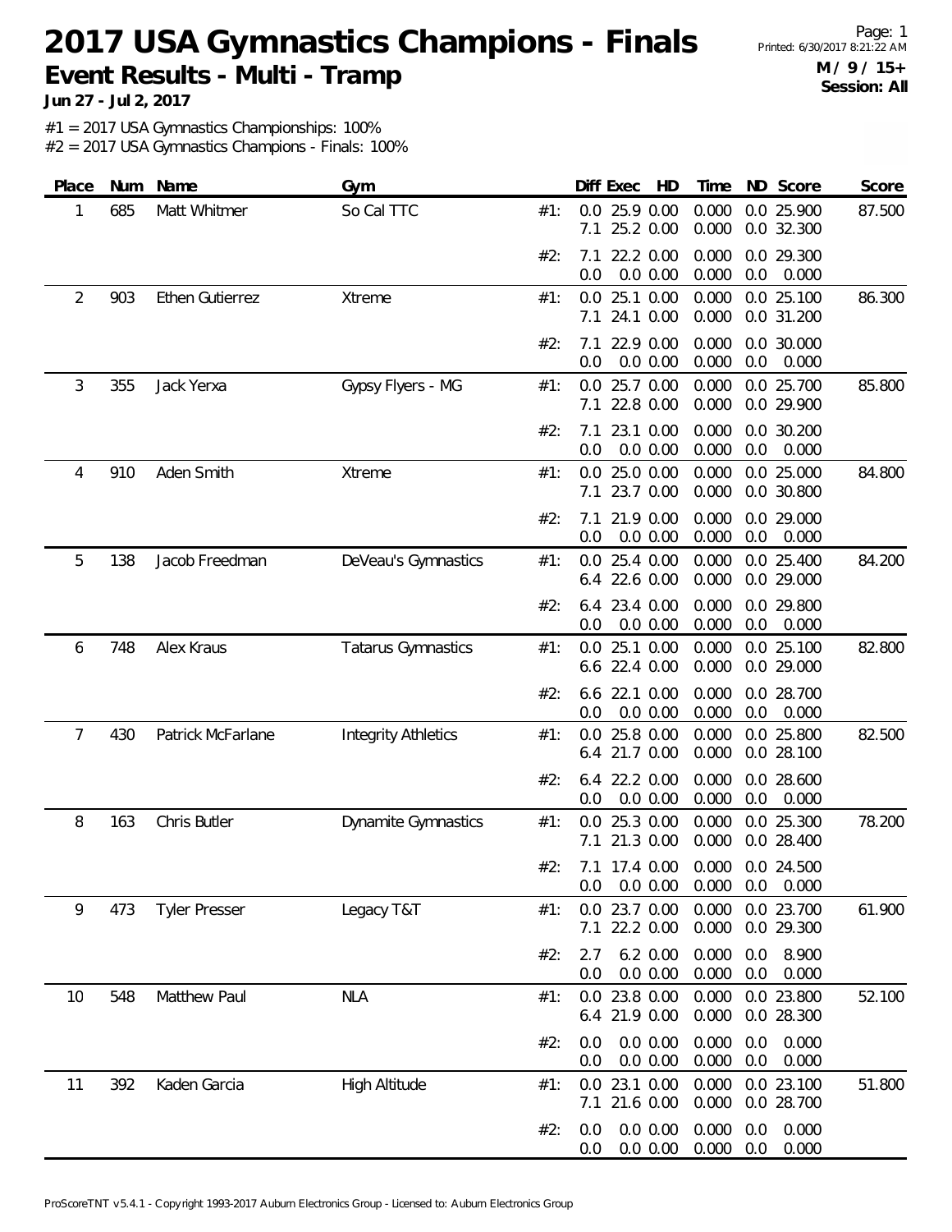# 2017 USA Gymnastics Champions - Finals

## Event Results - Multi - Tramp

**Jun 27 - Jul 2, 2017**

**M / 9 / 15+**
**Session: All**

#1 = 2017 USA Gymnastics Championships: 100%
#2 = 2017 USA Gymnastics Champions - Finals: 100%

| Place | Num | Name | Gym | | Diff | Exec | HD | Time | ND | Score | Score |
|---|---|---|---|---|---|---|---|---|---|---|---|
| 1 | 685 | Matt Whitmer | So Cal TTC | #1: | 0.0 | 25.9 | 0.00 | 0.000 | 0.0 | 25.900 | 87.500 |
| | | | | | 7.1 | 25.2 | 0.00 | 0.000 | 0.0 | 32.300 | |
| | | | | #2: | 7.1 | 22.2 | 0.00 | 0.000 | 0.0 | 29.300 | |
| | | | | | 0.0 | 0.0 | 0.00 | 0.000 | 0.0 | 0.000 | |
| 2 | 903 | Ethen Gutierrez | Xtreme | #1: | 0.0 | 25.1 | 0.00 | 0.000 | 0.0 | 25.100 | 86.300 |
| | | | | | 7.1 | 24.1 | 0.00 | 0.000 | 0.0 | 31.200 | |
| | | | | #2: | 7.1 | 22.9 | 0.00 | 0.000 | 0.0 | 30.000 | |
| | | | | | 0.0 | 0.0 | 0.00 | 0.000 | 0.0 | 0.000 | |
| 3 | 355 | Jack Yerxa | Gypsy Flyers - MG | #1: | 0.0 | 25.7 | 0.00 | 0.000 | 0.0 | 25.700 | 85.800 |
| | | | | | 7.1 | 22.8 | 0.00 | 0.000 | 0.0 | 29.900 | |
| | | | | #2: | 7.1 | 23.1 | 0.00 | 0.000 | 0.0 | 30.200 | |
| | | | | | 0.0 | 0.0 | 0.00 | 0.000 | 0.0 | 0.000 | |
| 4 | 910 | Aden Smith | Xtreme | #1: | 0.0 | 25.0 | 0.00 | 0.000 | 0.0 | 25.000 | 84.800 |
| | | | | | 7.1 | 23.7 | 0.00 | 0.000 | 0.0 | 30.800 | |
| | | | | #2: | 7.1 | 21.9 | 0.00 | 0.000 | 0.0 | 29.000 | |
| | | | | | 0.0 | 0.0 | 0.00 | 0.000 | 0.0 | 0.000 | |
| 5 | 138 | Jacob Freedman | DeVeau's Gymnastics | #1: | 0.0 | 25.4 | 0.00 | 0.000 | 0.0 | 25.400 | 84.200 |
| | | | | | 6.4 | 22.6 | 0.00 | 0.000 | 0.0 | 29.000 | |
| | | | | #2: | 6.4 | 23.4 | 0.00 | 0.000 | 0.0 | 29.800 | |
| | | | | | 0.0 | 0.0 | 0.00 | 0.000 | 0.0 | 0.000 | |
| 6 | 748 | Alex Kraus | Tatarus Gymnastics | #1: | 0.0 | 25.1 | 0.00 | 0.000 | 0.0 | 25.100 | 82.800 |
| | | | | | 6.6 | 22.4 | 0.00 | 0.000 | 0.0 | 29.000 | |
| | | | | #2: | 6.6 | 22.1 | 0.00 | 0.000 | 0.0 | 28.700 | |
| | | | | | 0.0 | 0.0 | 0.00 | 0.000 | 0.0 | 0.000 | |
| 7 | 430 | Patrick McFarlane | Integrity Athletics | #1: | 0.0 | 25.8 | 0.00 | 0.000 | 0.0 | 25.800 | 82.500 |
| | | | | | 6.4 | 21.7 | 0.00 | 0.000 | 0.0 | 28.100 | |
| | | | | #2: | 6.4 | 22.2 | 0.00 | 0.000 | 0.0 | 28.600 | |
| | | | | | 0.0 | 0.0 | 0.00 | 0.000 | 0.0 | 0.000 | |
| 8 | 163 | Chris Butler | Dynamite Gymnastics | #1: | 0.0 | 25.3 | 0.00 | 0.000 | 0.0 | 25.300 | 78.200 |
| | | | | | 7.1 | 21.3 | 0.00 | 0.000 | 0.0 | 28.400 | |
| | | | | #2: | 7.1 | 17.4 | 0.00 | 0.000 | 0.0 | 24.500 | |
| | | | | | 0.0 | 0.0 | 0.00 | 0.000 | 0.0 | 0.000 | |
| 9 | 473 | Tyler Presser | Legacy T&T | #1: | 0.0 | 23.7 | 0.00 | 0.000 | 0.0 | 23.700 | 61.900 |
| | | | | | 7.1 | 22.2 | 0.00 | 0.000 | 0.0 | 29.300 | |
| | | | | #2: | 2.7 | 6.2 | 0.00 | 0.000 | 0.0 | 8.900 | |
| | | | | | 0.0 | 0.0 | 0.00 | 0.000 | 0.0 | 0.000 | |
| 10 | 548 | Matthew Paul | NLA | #1: | 0.0 | 23.8 | 0.00 | 0.000 | 0.0 | 23.800 | 52.100 |
| | | | | | 6.4 | 21.9 | 0.00 | 0.000 | 0.0 | 28.300 | |
| | | | | #2: | 0.0 | 0.0 | 0.00 | 0.000 | 0.0 | 0.000 | |
| | | | | | 0.0 | 0.0 | 0.00 | 0.000 | 0.0 | 0.000 | |
| 11 | 392 | Kaden Garcia | High Altitude | #1: | 0.0 | 23.1 | 0.00 | 0.000 | 0.0 | 23.100 | 51.800 |
| | | | | | 7.1 | 21.6 | 0.00 | 0.000 | 0.0 | 28.700 | |
| | | | | #2: | 0.0 | 0.0 | 0.00 | 0.000 | 0.0 | 0.000 | |
| | | | | | 0.0 | 0.0 | 0.00 | 0.000 | 0.0 | 0.000 | |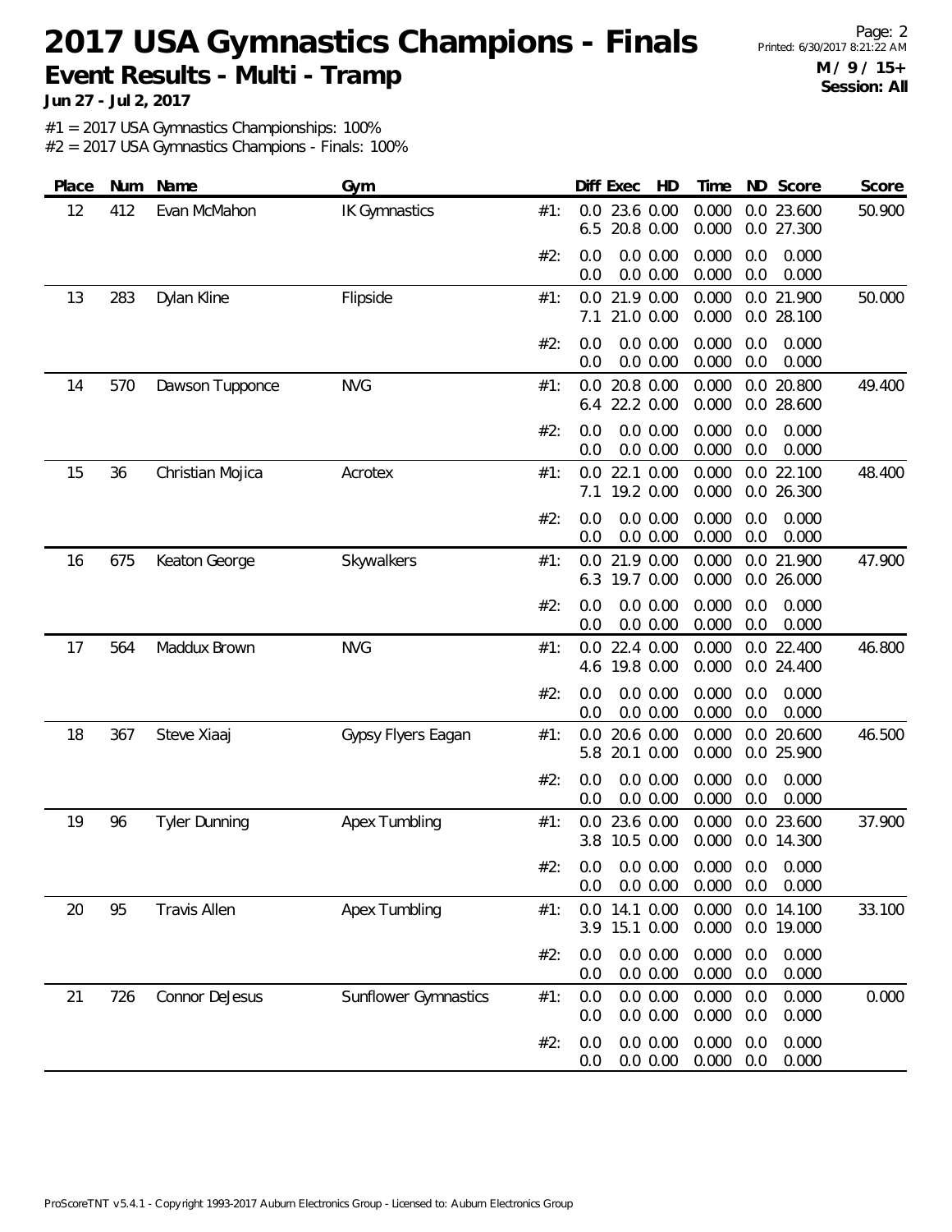# 2017 USA Gymnastics Champions - Finals

**Event Results - Multi - Tramp**

**Jun 27 - Jul 2, 2017**

Printed: 6/30/2017 8:21:22 AM

**M / 9 / 15+**

**Session: All**

#1 = 2017 USA Gymnastics Championships: 100%

#2 = 2017 USA Gymnastics Champions - Finals: 100%

| Place | Num | Name | Gym | | Diff | Exec | HD | Time | ND | Score | Score |
|---|---|---|---|---|---|---|---|---|---|---|---|
| 12 | 412 | Evan McMahon | IK Gymnastics | #1: | 0.0 | 23.6 | 0.00 | 0.000 | 0.0 | 23.600 | 50.900 |
| | | | | | 6.5 | 20.8 | 0.00 | 0.000 | 0.0 | 27.300 | |
| | | | | #2: | 0.0 | 0.0 | 0.00 | 0.000 | 0.0 | 0.000 | |
| | | | | | 0.0 | 0.0 | 0.00 | 0.000 | 0.0 | 0.000 | |
| 13 | 283 | Dylan Kline | Flipside | #1: | 0.0 | 21.9 | 0.00 | 0.000 | 0.0 | 21.900 | 50.000 |
| | | | | | 7.1 | 21.0 | 0.00 | 0.000 | 0.0 | 28.100 | |
| | | | | #2: | 0.0 | 0.0 | 0.00 | 0.000 | 0.0 | 0.000 | |
| | | | | | 0.0 | 0.0 | 0.00 | 0.000 | 0.0 | 0.000 | |
| 14 | 570 | Dawson Tupponce | NVG | #1: | 0.0 | 20.8 | 0.00 | 0.000 | 0.0 | 20.800 | 49.400 |
| | | | | | 6.4 | 22.2 | 0.00 | 0.000 | 0.0 | 28.600 | |
| | | | | #2: | 0.0 | 0.0 | 0.00 | 0.000 | 0.0 | 0.000 | |
| | | | | | 0.0 | 0.0 | 0.00 | 0.000 | 0.0 | 0.000 | |
| 15 | 36 | Christian Mojica | Acrotex | #1: | 0.0 | 22.1 | 0.00 | 0.000 | 0.0 | 22.100 | 48.400 |
| | | | | | 7.1 | 19.2 | 0.00 | 0.000 | 0.0 | 26.300 | |
| | | | | #2: | 0.0 | 0.0 | 0.00 | 0.000 | 0.0 | 0.000 | |
| | | | | | 0.0 | 0.0 | 0.00 | 0.000 | 0.0 | 0.000 | |
| 16 | 675 | Keaton George | Skywalkers | #1: | 0.0 | 21.9 | 0.00 | 0.000 | 0.0 | 21.900 | 47.900 |
| | | | | | 6.3 | 19.7 | 0.00 | 0.000 | 0.0 | 26.000 | |
| | | | | #2: | 0.0 | 0.0 | 0.00 | 0.000 | 0.0 | 0.000 | |
| | | | | | 0.0 | 0.0 | 0.00 | 0.000 | 0.0 | 0.000 | |
| 17 | 564 | Maddux Brown | NVG | #1: | 0.0 | 22.4 | 0.00 | 0.000 | 0.0 | 22.400 | 46.800 |
| | | | | | 4.6 | 19.8 | 0.00 | 0.000 | 0.0 | 24.400 | |
| | | | | #2: | 0.0 | 0.0 | 0.00 | 0.000 | 0.0 | 0.000 | |
| | | | | | 0.0 | 0.0 | 0.00 | 0.000 | 0.0 | 0.000 | |
| 18 | 367 | Steve Xiaaj | Gypsy Flyers Eagan | #1: | 0.0 | 20.6 | 0.00 | 0.000 | 0.0 | 20.600 | 46.500 |
| | | | | | 5.8 | 20.1 | 0.00 | 0.000 | 0.0 | 25.900 | |
| | | | | #2: | 0.0 | 0.0 | 0.00 | 0.000 | 0.0 | 0.000 | |
| | | | | | 0.0 | 0.0 | 0.00 | 0.000 | 0.0 | 0.000 | |
| 19 | 96 | Tyler Dunning | Apex Tumbling | #1: | 0.0 | 23.6 | 0.00 | 0.000 | 0.0 | 23.600 | 37.900 |
| | | | | | 3.8 | 10.5 | 0.00 | 0.000 | 0.0 | 14.300 | |
| | | | | #2: | 0.0 | 0.0 | 0.00 | 0.000 | 0.0 | 0.000 | |
| | | | | | 0.0 | 0.0 | 0.00 | 0.000 | 0.0 | 0.000 | |
| 20 | 95 | Travis Allen | Apex Tumbling | #1: | 0.0 | 14.1 | 0.00 | 0.000 | 0.0 | 14.100 | 33.100 |
| | | | | | 3.9 | 15.1 | 0.00 | 0.000 | 0.0 | 19.000 | |
| | | | | #2: | 0.0 | 0.0 | 0.00 | 0.000 | 0.0 | 0.000 | |
| | | | | | 0.0 | 0.0 | 0.00 | 0.000 | 0.0 | 0.000 | |
| 21 | 726 | Connor DeJesus | Sunflower Gymnastics | #1: | 0.0 | 0.0 | 0.00 | 0.000 | 0.0 | 0.000 | 0.000 |
| | | | | | 0.0 | 0.0 | 0.00 | 0.000 | 0.0 | 0.000 | |
| | | | | #2: | 0.0 | 0.0 | 0.00 | 0.000 | 0.0 | 0.000 | |
| | | | | | 0.0 | 0.0 | 0.00 | 0.000 | 0.0 | 0.000 | |

ProScoreTNT v5.4.1 - Copyright 1993-2017 Auburn Electronics Group - Licensed to: Auburn Electronics Group